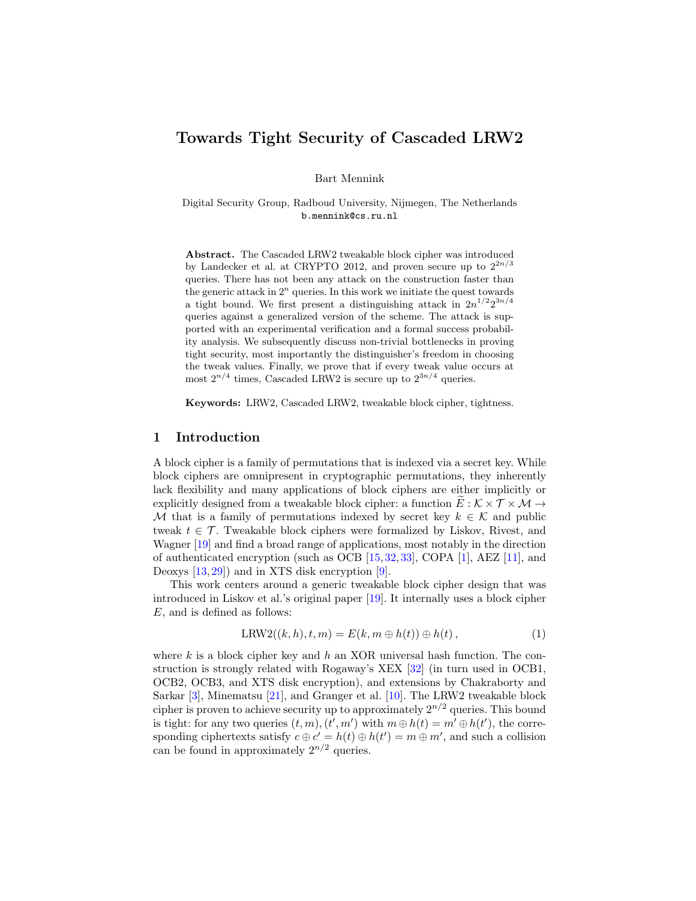# Towards Tight Security of Cascaded LRW2

Bart Mennink

Digital Security Group, Radboud University, Nijmegen, The Netherlands
b.mennink@cs.ru.nl

**Abstract.** The Cascaded LRW2 tweakable block cipher was introduced by Landecker et al. at CRYPTO 2012, and proven secure up to $2^{2n/3}$ queries. There has not been any attack on the construction faster than the generic attack in $2^n$ queries. In this work we initiate the quest towards a tight bound. We first present a distinguishing attack in $2n^{1/2}2^{3n/4}$ queries against a generalized version of the scheme. The attack is supported with an experimental verification and a formal success probability analysis. We subsequently discuss non-trivial bottlenecks in proving tight security, most importantly the distinguisher's freedom in choosing the tweak values. Finally, we prove that if every tweak value occurs at most $2^{n/4}$ times, Cascaded LRW2 is secure up to $2^{3n/4}$ queries.

**Keywords:** LRW2, Cascaded LRW2, tweakable block cipher, tightness.

## 1 Introduction

A block cipher is a family of permutations that is indexed via a secret key. While block ciphers are omnipresent in cryptographic permutations, they inherently lack flexibility and many applications of block ciphers are either implicitly or explicitly designed from a tweakable block cipher: a function $\widetilde{E} : \mathcal{K} \times \mathcal{T} \times \mathcal{M} \to \mathcal{M}$ that is a family of permutations indexed by secret key $k \in \mathcal{K}$ and public tweak $t \in \mathcal{T}$. Tweakable block ciphers were formalized by Liskov, Rivest, and Wagner [19] and find a broad range of applications, most notably in the direction of authenticated encryption (such as OCB [15,32,33], COPA [1], AEZ [11], and Deoxys [13,29]) and in XTS disk encryption [9].

This work centers around a generic tweakable block cipher design that was introduced in Liskov et al.'s original paper [19]. It internally uses a block cipher $E$, and is defined as follows:

$$\mathrm{LRW2}((k, h), t, m) = E(k, m \oplus h(t)) \oplus h(t), \tag{1}$$

where $k$ is a block cipher key and $h$ an XOR universal hash function. The construction is strongly related with Rogaway's XEX [32] (in turn used in OCB1, OCB2, OCB3, and XTS disk encryption), and extensions by Chakraborty and Sarkar [3], Minematsu [21], and Granger et al. [10]. The LRW2 tweakable block cipher is proven to achieve security up to approximately $2^{n/2}$ queries. This bound is tight: for any two queries $(t, m), (t', m')$ with $m \oplus h(t) = m' \oplus h(t')$, the corresponding ciphertexts satisfy $c \oplus c' = h(t) \oplus h(t') = m \oplus m'$, and such a collision can be found in approximately $2^{n/2}$ queries.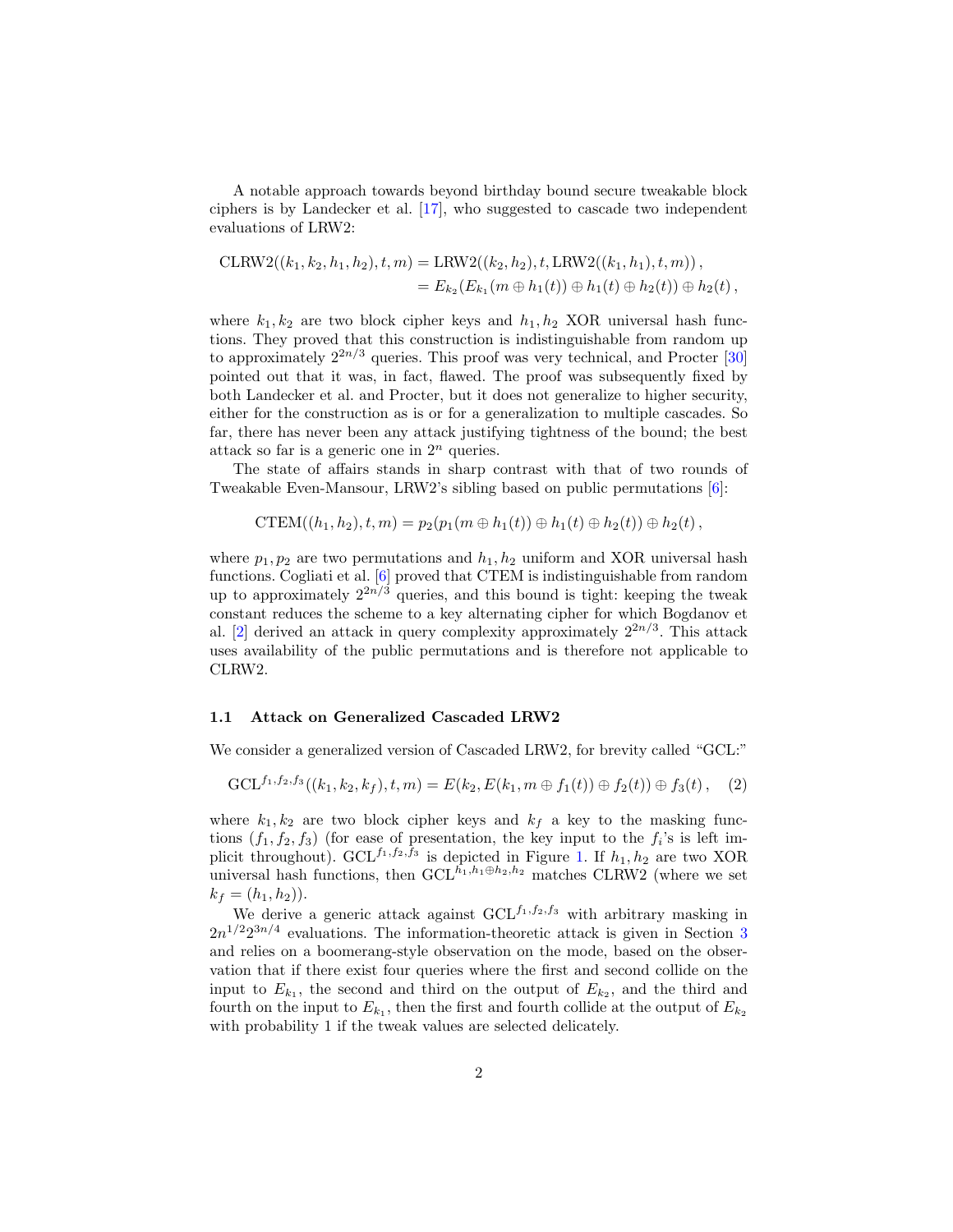A notable approach towards beyond birthday bound secure tweakable block ciphers is by Landecker et al. [17], who suggested to cascade two independent evaluations of LRW2:

$$
\begin{aligned}
\mathrm{CLRW2}((k_1,k_2,h_1,h_2),t,m) &= \mathrm{LRW2}((k_2,h_2),t,\mathrm{LRW2}((k_1,h_1),t,m))\,,\\
&= E_{k_2}(E_{k_1}(m \oplus h_1(t)) \oplus h_1(t) \oplus h_2(t)) \oplus h_2(t)\,,
\end{aligned}
$$

where $k_1, k_2$ are two block cipher keys and $h_1, h_2$ XOR universal hash functions. They proved that this construction is indistinguishable from random up to approximately $2^{2n/3}$ queries. This proof was very technical, and Procter [30] pointed out that it was, in fact, flawed. The proof was subsequently fixed by both Landecker et al. and Procter, but it does not generalize to higher security, either for the construction as is or for a generalization to multiple cascades. So far, there has never been any attack justifying tightness of the bound; the best attack so far is a generic one in $2^n$ queries.

The state of affairs stands in sharp contrast with that of two rounds of Tweakable Even-Mansour, LRW2's sibling based on public permutations [6]:

$$
\mathrm{CTEM}((h_1,h_2),t,m) = p_2(p_1(m \oplus h_1(t)) \oplus h_1(t) \oplus h_2(t)) \oplus h_2(t)\,,
$$

where $p_1, p_2$ are two permutations and $h_1, h_2$ uniform and XOR universal hash functions. Cogliati et al. [6] proved that CTEM is indistinguishable from random up to approximately $2^{2n/3}$ queries, and this bound is tight: keeping the tweak constant reduces the scheme to a key alternating cipher for which Bogdanov et al. [2] derived an attack in query complexity approximately $2^{2n/3}$. This attack uses availability of the public permutations and is therefore not applicable to CLRW2.

### 1.1 Attack on Generalized Cascaded LRW2

We consider a generalized version of Cascaded LRW2, for brevity called "GCL:"

$$
\mathrm{GCL}^{f_1,f_2,f_3}((k_1,k_2,k_f),t,m) = E(k_2, E(k_1, m \oplus f_1(t)) \oplus f_2(t)) \oplus f_3(t)\,, \quad (2)
$$

where $k_1, k_2$ are two block cipher keys and $k_f$ a key to the masking functions $(f_1, f_2, f_3)$ (for ease of presentation, the key input to the $f_i$'s is left implicit throughout). $\mathrm{GCL}^{f_1,f_2,f_3}$ is depicted in Figure 1. If $h_1, h_2$ are two XOR universal hash functions, then $\mathrm{GCL}^{h_1,h_1\oplus h_2,h_2}$ matches CLRW2 (where we set $k_f = (h_1, h_2)$).

We derive a generic attack against $\mathrm{GCL}^{f_1,f_2,f_3}$ with arbitrary masking in $2n^{1/2}2^{3n/4}$ evaluations. The information-theoretic attack is given in Section 3 and relies on a boomerang-style observation on the mode, based on the observation that if there exist four queries where the first and second collide on the input to $E_{k_1}$, the second and third on the output of $E_{k_2}$, and the third and fourth on the input to $E_{k_1}$, then the first and fourth collide at the output of $E_{k_2}$ with probability 1 if the tweak values are selected delicately.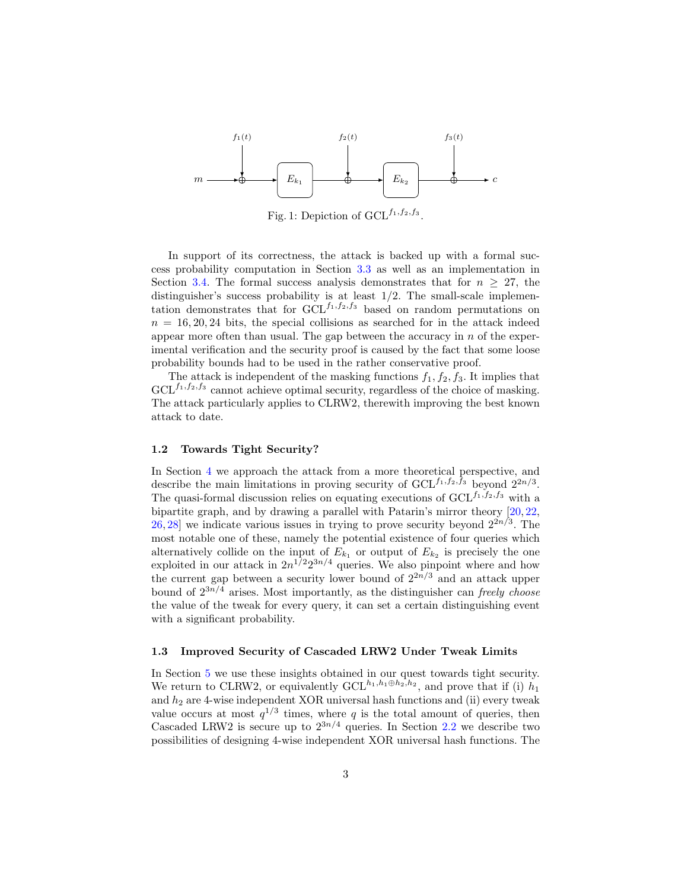Fig. 1: Depiction of $\text{GCL}^{f_1,f_2,f_3}$.

In support of its correctness, the attack is backed up with a formal success probability computation in Section 3.3 as well as an implementation in Section 3.4. The formal success analysis demonstrates that for $n \geq 27$, the distinguisher's success probability is at least $1/2$. The small-scale implementation demonstrates that for $\text{GCL}^{f_1,f_2,f_3}$ based on random permutations on $n = 16, 20, 24$ bits, the special collisions as searched for in the attack indeed appear more often than usual. The gap between the accuracy in $n$ of the experimental verification and the security proof is caused by the fact that some loose probability bounds had to be used in the rather conservative proof.

The attack is independent of the masking functions $f_1, f_2, f_3$. It implies that $\text{GCL}^{f_1,f_2,f_3}$ cannot achieve optimal security, regardless of the choice of masking. The attack particularly applies to CLRW2, therewith improving the best known attack to date.

### 1.2 Towards Tight Security?

In Section 4 we approach the attack from a more theoretical perspective, and describe the main limitations in proving security of $\text{GCL}^{f_1,f_2,f_3}$ beyond $2^{2n/3}$. The quasi-formal discussion relies on equating executions of $\text{GCL}^{f_1,f_2,f_3}$ with a bipartite graph, and by drawing a parallel with Patarin's mirror theory [20, 22, 26, 28] we indicate various issues in trying to prove security beyond $2^{2n/3}$. The most notable one of these, namely the potential existence of four queries which alternatively collide on the input of $E_{k_1}$ or output of $E_{k_2}$ is precisely the one exploited in our attack in $2n^{1/2}2^{3n/4}$ queries. We also pinpoint where and how the current gap between a security lower bound of $2^{2n/3}$ and an attack upper bound of $2^{3n/4}$ arises. Most importantly, as the distinguisher can *freely choose* the value of the tweak for every query, it can set a certain distinguishing event with a significant probability.

### 1.3 Improved Security of Cascaded LRW2 Under Tweak Limits

In Section 5 we use these insights obtained in our quest towards tight security. We return to CLRW2, or equivalently $\text{GCL}^{h_1,h_1\oplus h_2,h_2}$, and prove that if (i) $h_1$ and $h_2$ are 4-wise independent XOR universal hash functions and (ii) every tweak value occurs at most $q^{1/3}$ times, where $q$ is the total amount of queries, then Cascaded LRW2 is secure up to $2^{3n/4}$ queries. In Section 2.2 we describe two possibilities of designing 4-wise independent XOR universal hash functions. The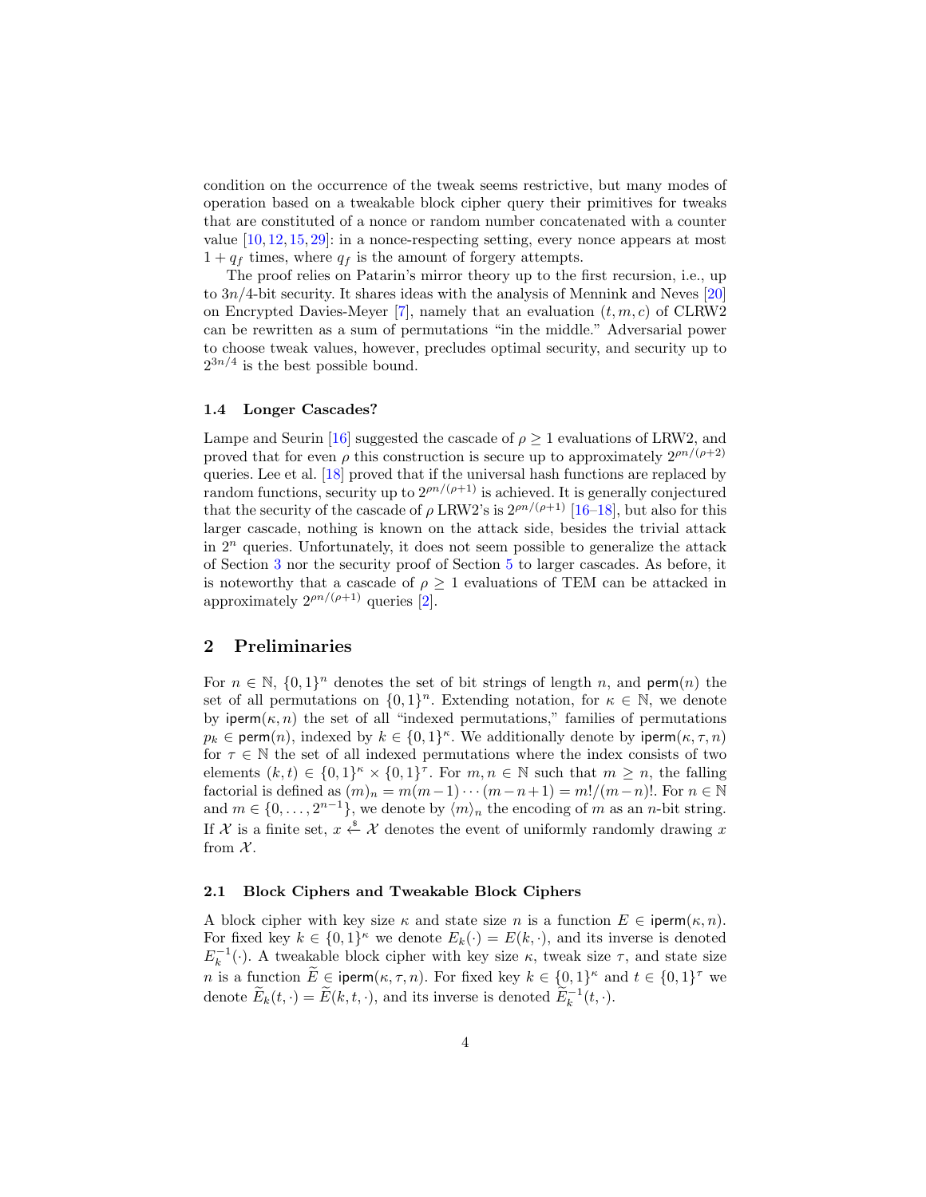condition on the occurrence of the tweak seems restrictive, but many modes of operation based on a tweakable block cipher query their primitives for tweaks that are constituted of a nonce or random number concatenated with a counter value [10, 12, 15, 29]: in a nonce-respecting setting, every nonce appears at most $1 + q_f$ times, where $q_f$ is the amount of forgery attempts.

The proof relies on Patarin's mirror theory up to the first recursion, i.e., up to $3n/4$-bit security. It shares ideas with the analysis of Mennink and Neves [20] on Encrypted Davies-Meyer [7], namely that an evaluation $(t, m, c)$ of CLRW2 can be rewritten as a sum of permutations "in the middle." Adversarial power to choose tweak values, however, precludes optimal security, and security up to $2^{3n/4}$ is the best possible bound.

### 1.4 Longer Cascades?

Lampe and Seurin [16] suggested the cascade of $\rho \geq 1$ evaluations of LRW2, and proved that for even $\rho$ this construction is secure up to approximately $2^{\rho n/(\rho+2)}$ queries. Lee et al. [18] proved that if the universal hash functions are replaced by random functions, security up to $2^{\rho n/(\rho+1)}$ is achieved. It is generally conjectured that the security of the cascade of $\rho$ LRW2's is $2^{\rho n/(\rho+1)}$ [16–18], but also for this larger cascade, nothing is known on the attack side, besides the trivial attack in $2^n$ queries. Unfortunately, it does not seem possible to generalize the attack of Section 3 nor the security proof of Section 5 to larger cascades. As before, it is noteworthy that a cascade of $\rho \geq 1$ evaluations of TEM can be attacked in approximately $2^{\rho n/(\rho+1)}$ queries [2].

## 2 Preliminaries

For $n \in \mathbb{N}$, $\{0,1\}^n$ denotes the set of bit strings of length $n$, and $\mathsf{perm}(n)$ the set of all permutations on $\{0,1\}^n$. Extending notation, for $\kappa \in \mathbb{N}$, we denote by $\mathsf{iperm}(\kappa, n)$ the set of all "indexed permutations," families of permutations $p_k \in \mathsf{perm}(n)$, indexed by $k \in \{0,1\}^\kappa$. We additionally denote by $\mathsf{iperm}(\kappa, \tau, n)$ for $\tau \in \mathbb{N}$ the set of all indexed permutations where the index consists of two elements $(k, t) \in \{0,1\}^\kappa \times \{0,1\}^\tau$. For $m, n \in \mathbb{N}$ such that $m \geq n$, the falling factorial is defined as $(m)_n = m(m-1)\cdots(m-n+1) = m!/(m-n)!$. For $n \in \mathbb{N}$ and $m \in \{0, \ldots, 2^{n-1}\}$, we denote by $\langle m \rangle_n$ the encoding of $m$ as an $n$-bit string. If $\mathcal{X}$ is a finite set, $x \xleftarrow{\$} \mathcal{X}$ denotes the event of uniformly randomly drawing $x$ from $\mathcal{X}$.

### 2.1 Block Ciphers and Tweakable Block Ciphers

A block cipher with key size $\kappa$ and state size $n$ is a function $E \in \mathsf{iperm}(\kappa, n)$. For fixed key $k \in \{0,1\}^\kappa$ we denote $E_k(\cdot) = E(k, \cdot)$, and its inverse is denoted $E_k^{-1}(\cdot)$. A tweakable block cipher with key size $\kappa$, tweak size $\tau$, and state size $n$ is a function $\widetilde{E} \in \mathsf{iperm}(\kappa, \tau, n)$. For fixed key $k \in \{0,1\}^\kappa$ and $t \in \{0,1\}^\tau$ we denote $\widetilde{E}_k(t, \cdot) = \widetilde{E}(k, t, \cdot)$, and its inverse is denoted $\widetilde{E}_k^{-1}(t, \cdot)$.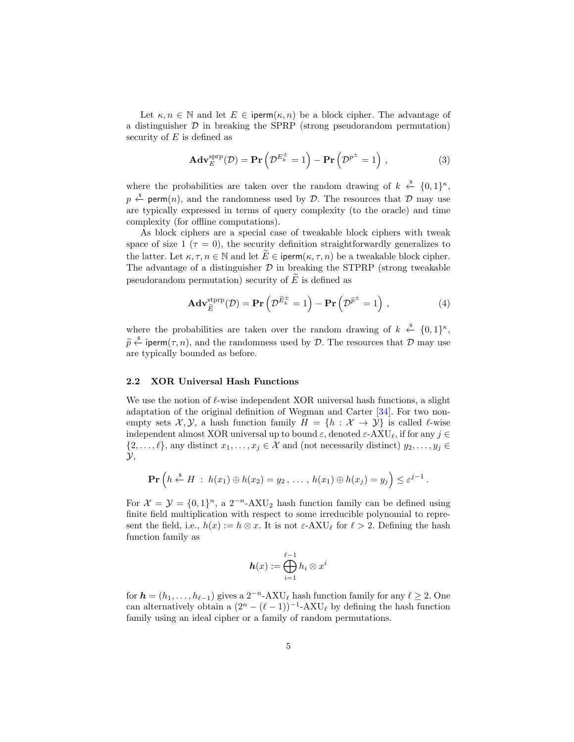Let $\kappa, n \in \mathbb{N}$ and let $E \in \mathsf{iperm}(\kappa, n)$ be a block cipher. The advantage of a distinguisher $\mathcal{D}$ in breaking the SPRP (strong pseudorandom permutation) security of $E$ is defined as

$$\mathbf{Adv}_E^{\mathrm{sprp}}(\mathcal{D}) = \mathbf{Pr}\left(\mathcal{D}^{E_k^{\pm}} = 1\right) - \mathbf{Pr}\left(\mathcal{D}^{p^{\pm}} = 1\right) , \tag{3}$$

where the probabilities are taken over the random drawing of $k \xleftarrow{\$} \{0,1\}^{\kappa}$, $p \xleftarrow{\$} \mathsf{perm}(n)$, and the randomness used by $\mathcal{D}$. The resources that $\mathcal{D}$ may use are typically expressed in terms of query complexity (to the oracle) and time complexity (for offline computations).

As block ciphers are a special case of tweakable block ciphers with tweak space of size 1 ($\tau = 0$), the security definition straightforwardly generalizes to the latter. Let $\kappa, \tau, n \in \mathbb{N}$ and let $\widetilde{E} \in \mathsf{iperm}(\kappa, \tau, n)$ be a tweakable block cipher. The advantage of a distinguisher $\mathcal{D}$ in breaking the STPRP (strong tweakable pseudorandom permutation) security of $\widetilde{E}$ is defined as

$$\mathbf{Adv}_{\widetilde{E}}^{\mathrm{stprp}}(\mathcal{D}) = \mathbf{Pr}\left(\mathcal{D}^{\widetilde{E}_k^{\pm}} = 1\right) - \mathbf{Pr}\left(\mathcal{D}^{\widetilde{p}^{\pm}} = 1\right) , \tag{4}$$

where the probabilities are taken over the random drawing of $k \xleftarrow{\$} \{0,1\}^{\kappa}$, $\widetilde{p} \xleftarrow{\$} \mathsf{iperm}(\tau, n)$, and the randomness used by $\mathcal{D}$. The resources that $\mathcal{D}$ may use are typically bounded as before.

### 2.2 XOR Universal Hash Functions

We use the notion of $\ell$-wise independent XOR universal hash functions, a slight adaptation of the original definition of Wegman and Carter [34]. For two non-empty sets $\mathcal{X}, \mathcal{Y}$, a hash function family $H = \{h : \mathcal{X} \to \mathcal{Y}\}$ is called $\ell$-wise independent almost XOR universal up to bound $\varepsilon$, denoted $\varepsilon$-AXU$_\ell$, if for any $j \in \{2, \ldots, \ell\}$, any distinct $x_1, \ldots, x_j \in \mathcal{X}$ and (not necessarily distinct) $y_2, \ldots, y_j \in \mathcal{Y}$,

$$\mathbf{Pr}\left(h \xleftarrow{\$} H \,:\, h(x_1) \oplus h(x_2) = y_2\,,\, \ldots\,,\, h(x_1) \oplus h(x_j) = y_j\right) \leq \varepsilon^{j-1}\,.$$

For $\mathcal{X} = \mathcal{Y} = \{0,1\}^n$, a $2^{-n}$-AXU$_2$ hash function family can be defined using finite field multiplication with respect to some irreducible polynomial to represent the field, i.e., $h(x) := h \otimes x$. It is not $\varepsilon$-AXU$_\ell$ for $\ell > 2$. Defining the hash function family as

$$\boldsymbol{h}(x) := \bigoplus_{i=1}^{\ell-1} h_i \otimes x^i$$

for $\boldsymbol{h} = (h_1, \ldots, h_{\ell-1})$ gives a $2^{-n}$-AXU$_\ell$ hash function family for any $\ell \geq 2$. One can alternatively obtain a $(2^n - (\ell-1))^{-1}$-AXU$_\ell$ by defining the hash function family using an ideal cipher or a family of random permutations.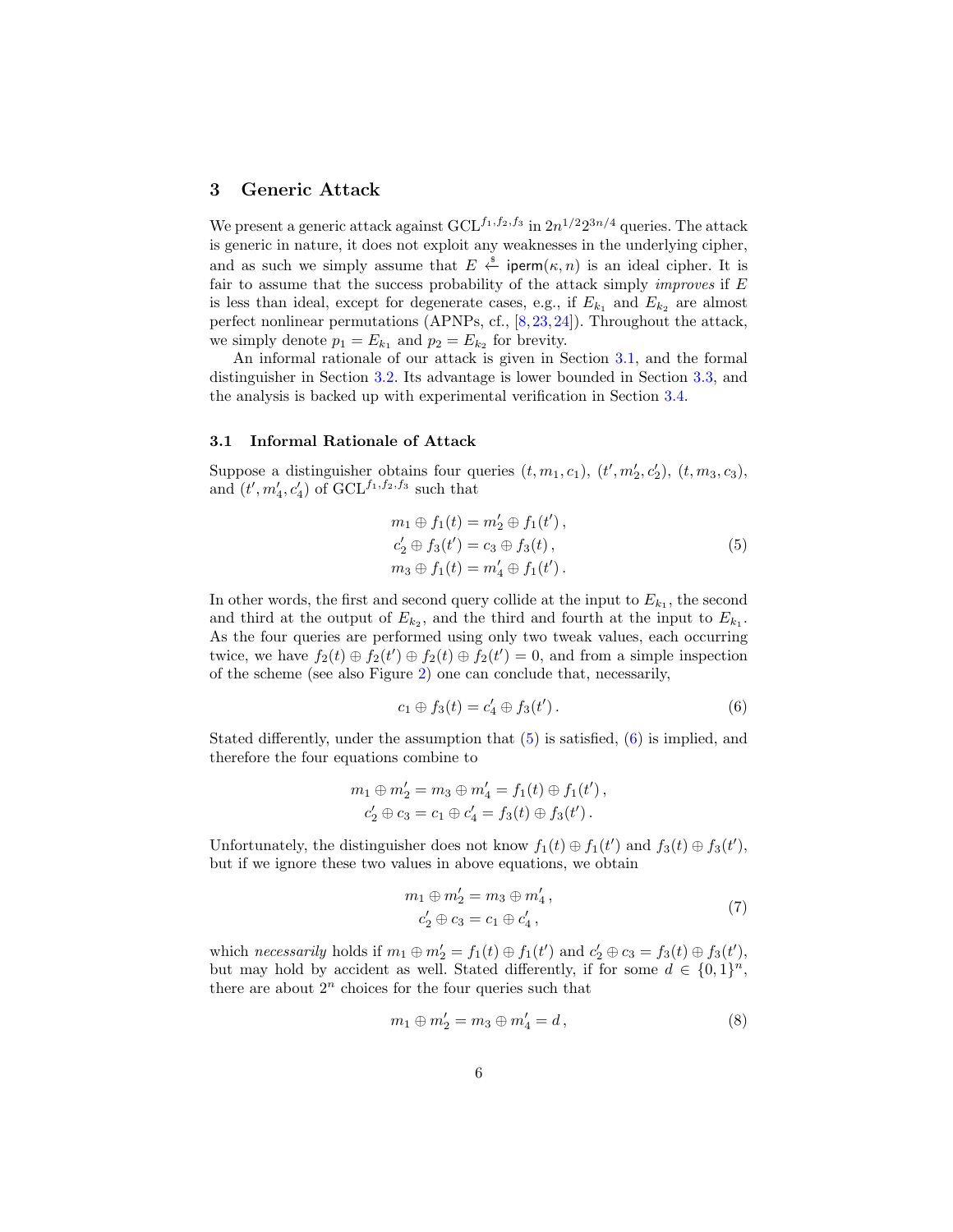## 3 Generic Attack

We present a generic attack against $\text{GCL}^{f_1,f_2,f_3}$ in $2n^{1/2}2^{3n/4}$ queries. The attack is generic in nature, it does not exploit any weaknesses in the underlying cipher, and as such we simply assume that $E \xleftarrow{\$} \mathsf{iperm}(\kappa, n)$ is an ideal cipher. It is fair to assume that the success probability of the attack simply *improves* if $E$ is less than ideal, except for degenerate cases, e.g., if $E_{k_1}$ and $E_{k_2}$ are almost perfect nonlinear permutations (APNPs, cf., [8,23,24]). Throughout the attack, we simply denote $p_1 = E_{k_1}$ and $p_2 = E_{k_2}$ for brevity.

An informal rationale of our attack is given in Section 3.1, and the formal distinguisher in Section 3.2. Its advantage is lower bounded in Section 3.3, and the analysis is backed up with experimental verification in Section 3.4.

### 3.1 Informal Rationale of Attack

Suppose a distinguisher obtains four queries $(t, m_1, c_1)$, $(t', m_2', c_2')$, $(t, m_3, c_3)$, and $(t', m_4', c_4')$ of $\text{GCL}^{f_1,f_2,f_3}$ such that

$$
\begin{aligned}
m_1 \oplus f_1(t) &= m_2' \oplus f_1(t')\,, \\
c_2' \oplus f_3(t') &= c_3 \oplus f_3(t)\,, \\
m_3 \oplus f_1(t) &= m_4' \oplus f_1(t')\,.
\end{aligned}
\tag{5}
$$

In other words, the first and second query collide at the input to $E_{k_1}$, the second and third at the output of $E_{k_2}$, and the third and fourth at the input to $E_{k_1}$. As the four queries are performed using only two tweak values, each occurring twice, we have $f_2(t) \oplus f_2(t') \oplus f_2(t) \oplus f_2(t') = 0$, and from a simple inspection of the scheme (see also Figure 2) one can conclude that, necessarily,

$$
c_1 \oplus f_3(t) = c_4' \oplus f_3(t')\,. \tag{6}
$$

Stated differently, under the assumption that (5) is satisfied, (6) is implied, and therefore the four equations combine to

$$
\begin{aligned}
m_1 \oplus m_2' = m_3 \oplus m_4' &= f_1(t) \oplus f_1(t')\,, \\
c_2' \oplus c_3 = c_1 \oplus c_4' &= f_3(t) \oplus f_3(t')\,.
\end{aligned}
$$

Unfortunately, the distinguisher does not know $f_1(t) \oplus f_1(t')$ and $f_3(t) \oplus f_3(t')$, but if we ignore these two values in above equations, we obtain

$$
\begin{aligned}
m_1 \oplus m_2' &= m_3 \oplus m_4'\,, \\
c_2' \oplus c_3 &= c_1 \oplus c_4'\,,
\end{aligned}
\tag{7}
$$

which *necessarily* holds if $m_1 \oplus m_2' = f_1(t) \oplus f_1(t')$ and $c_2' \oplus c_3 = f_3(t) \oplus f_3(t')$, but may hold by accident as well. Stated differently, if for some $d \in \{0,1\}^n$, there are about $2^n$ choices for the four queries such that

$$
m_1 \oplus m_2' = m_3 \oplus m_4' = d\,, \tag{8}
$$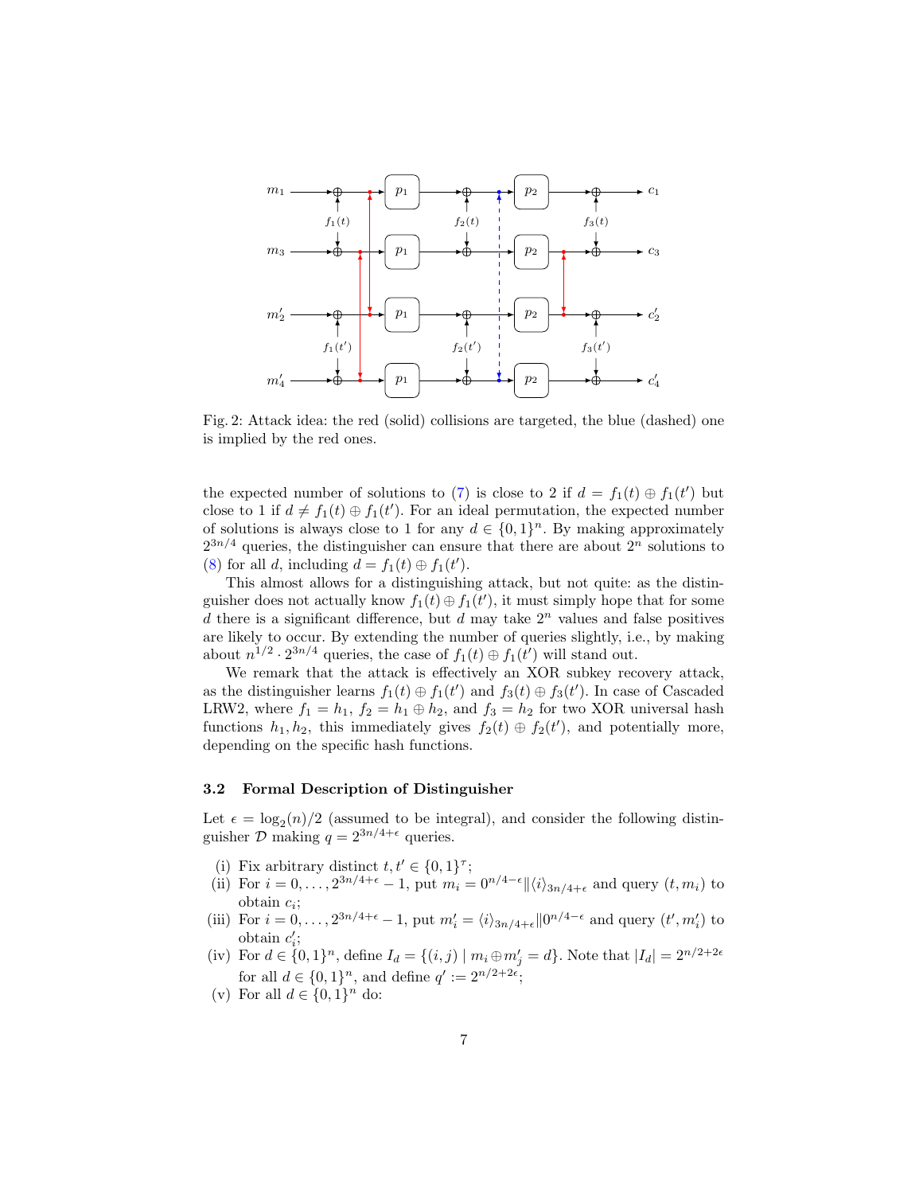Fig. 2: Attack idea: the red (solid) collisions are targeted, the blue (dashed) one is implied by the red ones.

the expected number of solutions to (7) is close to 2 if $d = f_1(t) \oplus f_1(t')$ but close to 1 if $d \neq f_1(t) \oplus f_1(t')$. For an ideal permutation, the expected number of solutions is always close to 1 for any $d \in \{0,1\}^n$. By making approximately $2^{3n/4}$ queries, the distinguisher can ensure that there are about $2^n$ solutions to (8) for all $d$, including $d = f_1(t) \oplus f_1(t')$.

This almost allows for a distinguishing attack, but not quite: as the distinguisher does not actually know $f_1(t) \oplus f_1(t')$, it must simply hope that for some $d$ there is a significant difference, but $d$ may take $2^n$ values and false positives are likely to occur. By extending the number of queries slightly, i.e., by making about $n^{1/2} \cdot 2^{3n/4}$ queries, the case of $f_1(t) \oplus f_1(t')$ will stand out.

We remark that the attack is effectively an XOR subkey recovery attack, as the distinguisher learns $f_1(t) \oplus f_1(t')$ and $f_3(t) \oplus f_3(t')$. In case of Cascaded LRW2, where $f_1 = h_1$, $f_2 = h_1 \oplus h_2$, and $f_3 = h_2$ for two XOR universal hash functions $h_1, h_2$, this immediately gives $f_2(t) \oplus f_2(t')$, and potentially more, depending on the specific hash functions.

### 3.2 Formal Description of Distinguisher

Let $\epsilon = \log_2(n)/2$ (assumed to be integral), and consider the following distinguisher $\mathcal{D}$ making $q = 2^{3n/4+\epsilon}$ queries.

(i) Fix arbitrary distinct $t, t' \in \{0,1\}^\tau$;

(ii) For $i = 0, \ldots, 2^{3n/4+\epsilon} - 1$, put $m_i = 0^{n/4-\epsilon} \| \langle i \rangle_{3n/4+\epsilon}$ and query $(t, m_i)$ to obtain $c_i$;

(iii) For $i = 0, \ldots, 2^{3n/4+\epsilon} - 1$, put $m'_i = \langle i \rangle_{3n/4+\epsilon} \| 0^{n/4-\epsilon}$ and query $(t', m'_i)$ to obtain $c'_i$;

(iv) For $d \in \{0,1\}^n$, define $I_d = \{(i,j) \mid m_i \oplus m'_j = d\}$. Note that $|I_d| = 2^{n/2+2\epsilon}$ for all $d \in \{0,1\}^n$, and define $q' := 2^{n/2+2\epsilon}$;

(v) For all $d \in \{0,1\}^n$ do: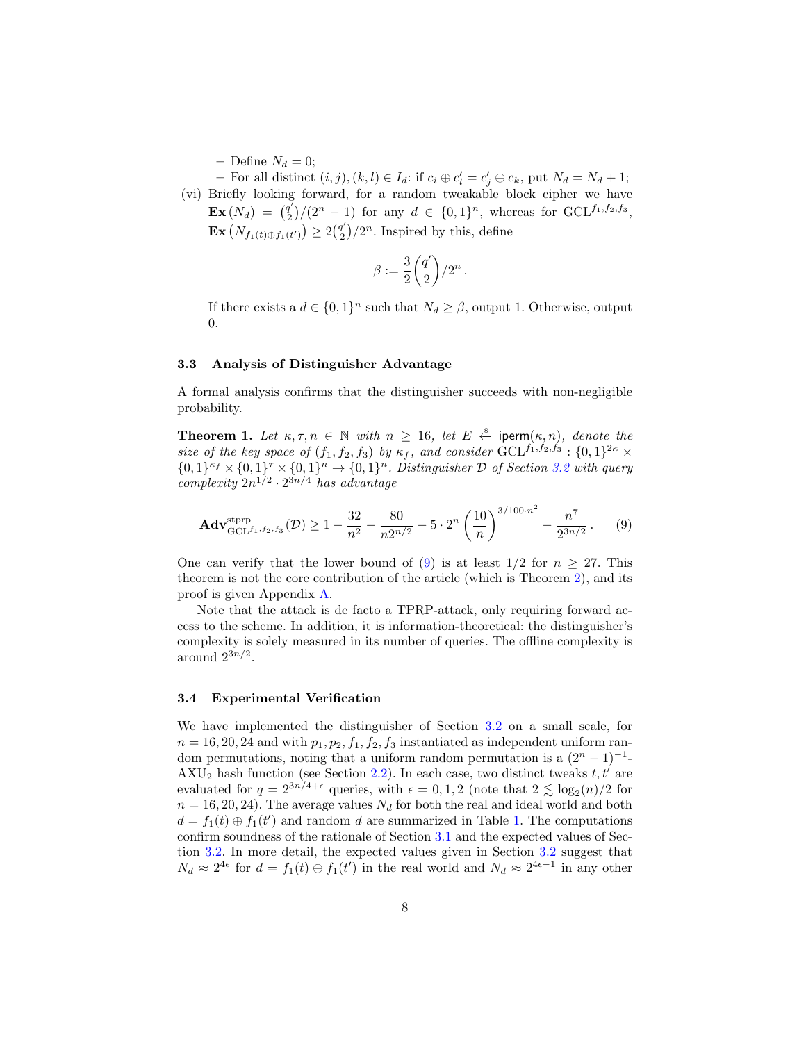- Define $N_d = 0$;
- For all distinct $(i,j),(k,l) \in I_d$: if $c_i \oplus c'_l = c'_j \oplus c_k$, put $N_d = N_d + 1$;

(vi) Briefly looking forward, for a random tweakable block cipher we have $\mathbf{Ex}(N_d) = \binom{q'}{2}/(2^n - 1)$ for any $d \in \{0,1\}^n$, whereas for $\mathrm{GCL}^{f_1,f_2,f_3}$, $\mathbf{Ex}\left(N_{f_1(t)\oplus f_1(t')}\right) \geq 2\binom{q'}{2}/2^n$. Inspired by this, define

$$\beta := \frac{3}{2}\binom{q'}{2}/2^n\,.$$

If there exists a $d \in \{0,1\}^n$ such that $N_d \geq \beta$, output 1. Otherwise, output 0.

### 3.3 Analysis of Distinguisher Advantage

A formal analysis confirms that the distinguisher succeeds with non-negligible probability.

**Theorem 1.** *Let $\kappa, \tau, n \in \mathbb{N}$ with $n \geq 16$, let $E \xleftarrow{\$} \mathsf{iperm}(\kappa, n)$, denote the size of the key space of $(f_1, f_2, f_3)$ by $\kappa_f$, and consider $\mathrm{GCL}^{f_1,f_2,f_3} : \{0,1\}^{2\kappa} \times \{0,1\}^{\kappa_f} \times \{0,1\}^{\tau} \times \{0,1\}^n \to \{0,1\}^n$. Distinguisher $\mathcal{D}$ of Section 3.2 with query complexity $2n^{1/2} \cdot 2^{3n/4}$ has advantage*

$$\mathbf{Adv}^{\mathrm{stprp}}_{\mathrm{GCL}^{f_1,f_2,f_3}}(\mathcal{D}) \geq 1 - \frac{32}{n^2} - \frac{80}{n2^{n/2}} - 5 \cdot 2^n \left(\frac{10}{n}\right)^{3/100 \cdot n^2} - \frac{n^7}{2^{3n/2}}\,. \qquad (9)$$

One can verify that the lower bound of (9) is at least 1/2 for $n \geq 27$. This theorem is not the core contribution of the article (which is Theorem 2), and its proof is given Appendix A.

Note that the attack is de facto a TPRP-attack, only requiring forward access to the scheme. In addition, it is information-theoretical: the distinguisher's complexity is solely measured in its number of queries. The offline complexity is around $2^{3n/2}$.

### 3.4 Experimental Verification

We have implemented the distinguisher of Section 3.2 on a small scale, for $n = 16, 20, 24$ and with $p_1, p_2, f_1, f_2, f_3$ instantiated as independent uniform random permutations, noting that a uniform random permutation is a $(2^n-1)^{-1}$-AXU$_2$ hash function (see Section 2.2). In each case, two distinct tweaks $t, t'$ are evaluated for $q = 2^{3n/4+\epsilon}$ queries, with $\epsilon = 0, 1, 2$ (note that $2 \lesssim \log_2(n)/2$ for $n = 16, 20, 24$). The average values $N_d$ for both the real and ideal world and both $d = f_1(t) \oplus f_1(t')$ and random $d$ are summarized in Table 1. The computations confirm soundness of the rationale of Section 3.1 and the expected values of Section 3.2. In more detail, the expected values given in Section 3.2 suggest that $N_d \approx 2^{4\epsilon}$ for $d = f_1(t) \oplus f_1(t')$ in the real world and $N_d \approx 2^{4\epsilon-1}$ in any other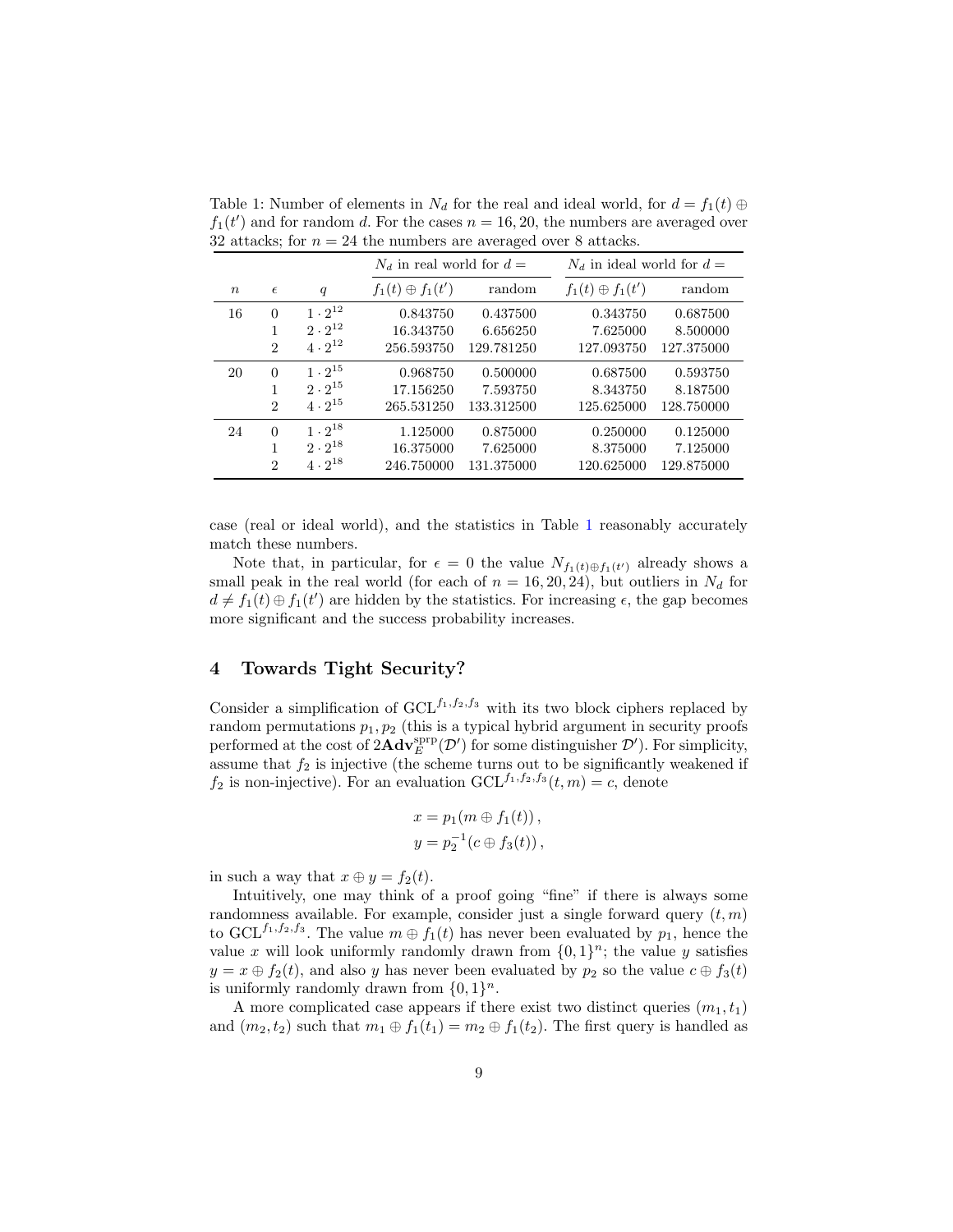Table 1: Number of elements in $N_d$ for the real and ideal world, for $d = f_1(t) \oplus f_1(t')$ and for random $d$. For the cases $n = 16, 20$, the numbers are averaged over 32 attacks; for $n = 24$ the numbers are averaged over 8 attacks.

| | | | $N_d$ in real world for $d =$ | | $N_d$ in ideal world for $d =$ | |
|---|---|---|---|---|---|---|
| $n$ | $\epsilon$ | $q$ | $f_1(t) \oplus f_1(t')$ | random | $f_1(t) \oplus f_1(t')$ | random |
| 16 | 0 | $1 \cdot 2^{12}$ | 0.843750 | 0.437500 | 0.343750 | 0.687500 |
| | 1 | $2 \cdot 2^{12}$ | 16.343750 | 6.656250 | 7.625000 | 8.500000 |
| | 2 | $4 \cdot 2^{12}$ | 256.593750 | 129.781250 | 127.093750 | 127.375000 |
| 20 | 0 | $1 \cdot 2^{15}$ | 0.968750 | 0.500000 | 0.687500 | 0.593750 |
| | 1 | $2 \cdot 2^{15}$ | 17.156250 | 7.593750 | 8.343750 | 8.187500 |
| | 2 | $4 \cdot 2^{15}$ | 265.531250 | 133.312500 | 125.625000 | 128.750000 |
| 24 | 0 | $1 \cdot 2^{18}$ | 1.125000 | 0.875000 | 0.250000 | 0.125000 |
| | 1 | $2 \cdot 2^{18}$ | 16.375000 | 7.625000 | 8.375000 | 7.125000 |
| | 2 | $4 \cdot 2^{18}$ | 246.750000 | 131.375000 | 120.625000 | 129.875000 |

case (real or ideal world), and the statistics in Table 1 reasonably accurately match these numbers.

Note that, in particular, for $\epsilon = 0$ the value $N_{f_1(t) \oplus f_1(t')}$ already shows a small peak in the real world (for each of $n = 16, 20, 24$), but outliers in $N_d$ for $d \neq f_1(t) \oplus f_1(t')$ are hidden by the statistics. For increasing $\epsilon$, the gap becomes more significant and the success probability increases.

## 4 Towards Tight Security?

Consider a simplification of $\mathrm{GCL}^{f_1,f_2,f_3}$ with its two block ciphers replaced by random permutations $p_1, p_2$ (this is a typical hybrid argument in security proofs performed at the cost of $2\mathbf{Adv}_E^{\mathrm{sprp}}(\mathcal{D}')$ for some distinguisher $\mathcal{D}'$). For simplicity, assume that $f_2$ is injective (the scheme turns out to be significantly weakened if $f_2$ is non-injective). For an evaluation $\mathrm{GCL}^{f_1,f_2,f_3}(t, m) = c$, denote

$$
\begin{aligned}
x &= p_1(m \oplus f_1(t)) \,, \\
y &= p_2^{-1}(c \oplus f_3(t)) \,,
\end{aligned}
$$

in such a way that $x \oplus y = f_2(t)$.

Intuitively, one may think of a proof going "fine" if there is always some randomness available. For example, consider just a single forward query $(t, m)$ to $\mathrm{GCL}^{f_1,f_2,f_3}$. The value $m \oplus f_1(t)$ has never been evaluated by $p_1$, hence the value $x$ will look uniformly randomly drawn from $\{0,1\}^n$; the value $y$ satisfies $y = x \oplus f_2(t)$, and also $y$ has never been evaluated by $p_2$ so the value $c \oplus f_3(t)$ is uniformly randomly drawn from $\{0,1\}^n$.

A more complicated case appears if there exist two distinct queries $(m_1, t_1)$ and $(m_2, t_2)$ such that $m_1 \oplus f_1(t_1) = m_2 \oplus f_1(t_2)$. The first query is handled as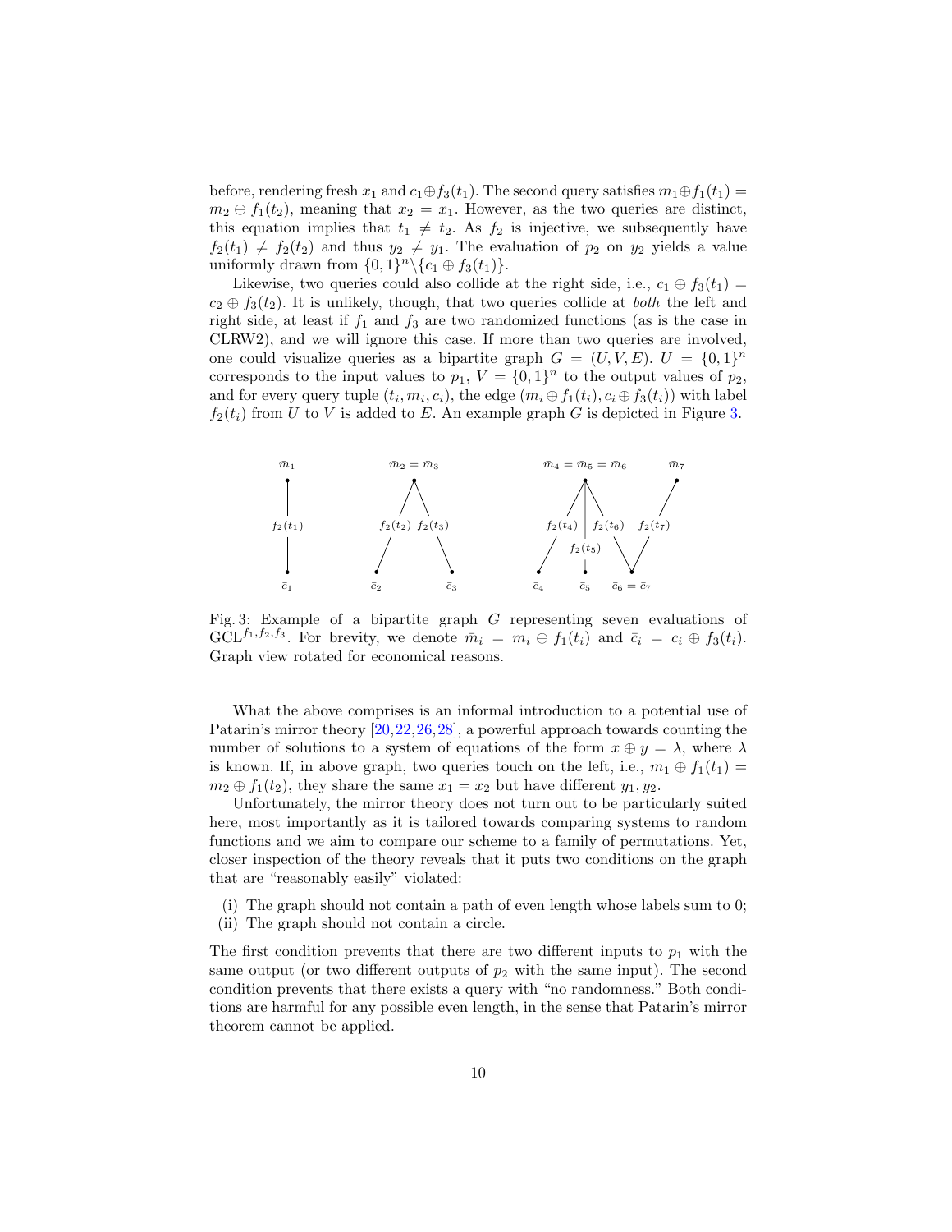before, rendering fresh $x_1$ and $c_1 \oplus f_3(t_1)$. The second query satisfies $m_1 \oplus f_1(t_1) = m_2 \oplus f_1(t_2)$, meaning that $x_2 = x_1$. However, as the two queries are distinct, this equation implies that $t_1 \neq t_2$. As $f_2$ is injective, we subsequently have $f_2(t_1) \neq f_2(t_2)$ and thus $y_2 \neq y_1$. The evaluation of $p_2$ on $y_2$ yields a value uniformly drawn from $\{0,1\}^n \backslash \{c_1 \oplus f_3(t_1)\}$.

Likewise, two queries could also collide at the right side, i.e., $c_1 \oplus f_3(t_1) = c_2 \oplus f_3(t_2)$. It is unlikely, though, that two queries collide at *both* the left and right side, at least if $f_1$ and $f_3$ are two randomized functions (as is the case in CLRW2), and we will ignore this case. If more than two queries are involved, one could visualize queries as a bipartite graph $G = (U, V, E)$. $U = \{0,1\}^n$ corresponds to the input values to $p_1$, $V = \{0,1\}^n$ to the output values of $p_2$, and for every query tuple $(t_i, m_i, c_i)$, the edge $(m_i \oplus f_1(t_i), c_i \oplus f_3(t_i))$ with label $f_2(t_i)$ from $U$ to $V$ is added to $E$. An example graph $G$ is depicted in Figure 3.

Fig. 3: Example of a bipartite graph $G$ representing seven evaluations of $\mathrm{GCL}^{f_1,f_2,f_3}$. For brevity, we denote $\bar{m}_i = m_i \oplus f_1(t_i)$ and $\bar{c}_i = c_i \oplus f_3(t_i)$. Graph view rotated for economical reasons.

What the above comprises is an informal introduction to a potential use of Patarin's mirror theory [20,22,26,28], a powerful approach towards counting the number of solutions to a system of equations of the form $x \oplus y = \lambda$, where $\lambda$ is known. If, in above graph, two queries touch on the left, i.e., $m_1 \oplus f_1(t_1) = m_2 \oplus f_1(t_2)$, they share the same $x_1 = x_2$ but have different $y_1, y_2$.

Unfortunately, the mirror theory does not turn out to be particularly suited here, most importantly as it is tailored towards comparing systems to random functions and we aim to compare our scheme to a family of permutations. Yet, closer inspection of the theory reveals that it puts two conditions on the graph that are "reasonably easily" violated:

(i) The graph should not contain a path of even length whose labels sum to 0;
(ii) The graph should not contain a circle.

The first condition prevents that there are two different inputs to $p_1$ with the same output (or two different outputs of $p_2$ with the same input). The second condition prevents that there exists a query with "no randomness." Both conditions are harmful for any possible even length, in the sense that Patarin's mirror theorem cannot be applied.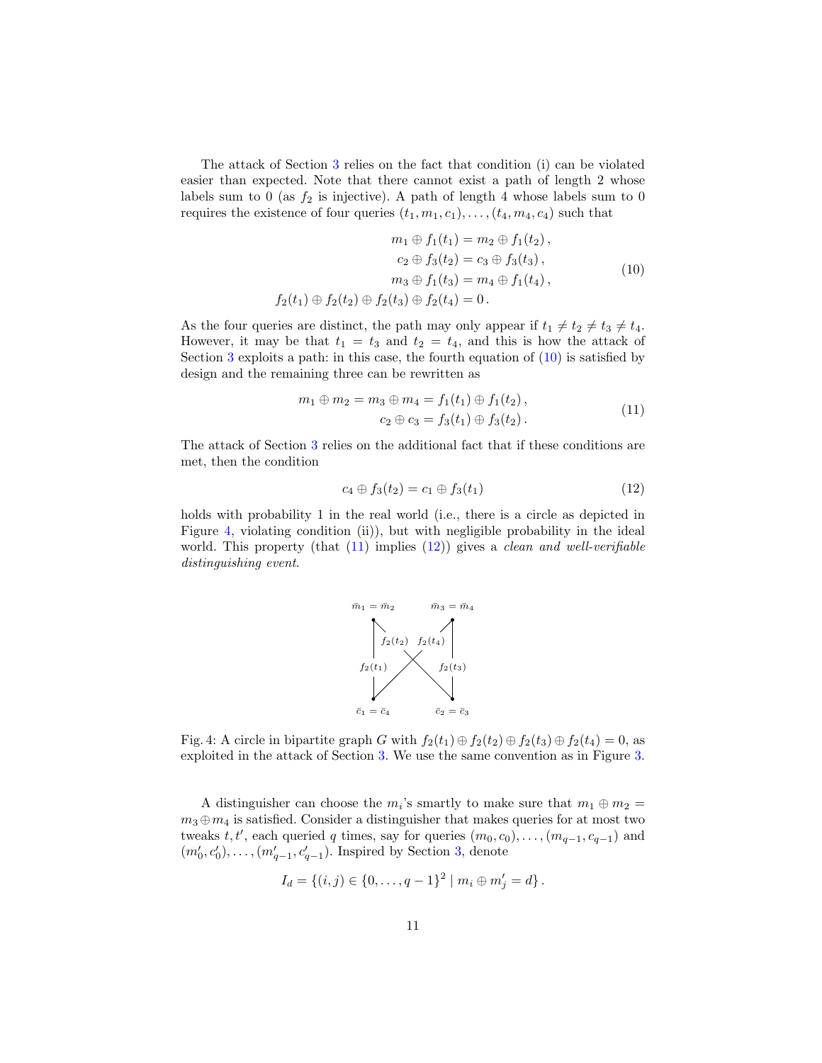The attack of Section 3 relies on the fact that condition (i) can be violated easier than expected. Note that there cannot exist a path of length 2 whose labels sum to 0 (as $f_2$ is injective). A path of length 4 whose labels sum to 0 requires the existence of four queries $(t_1, m_1, c_1), \ldots, (t_4, m_4, c_4)$ such that

$$
\begin{aligned}
m_1 \oplus f_1(t_1) &= m_2 \oplus f_1(t_2)\,, \\
c_2 \oplus f_3(t_2) &= c_3 \oplus f_3(t_3)\,, \\
m_3 \oplus f_1(t_3) &= m_4 \oplus f_1(t_4)\,, \\
f_2(t_1) \oplus f_2(t_2) \oplus f_2(t_3) \oplus f_2(t_4) &= 0\,.
\end{aligned}
\tag{10}
$$

As the four queries are distinct, the path may only appear if $t_1 \neq t_2 \neq t_3 \neq t_4$. However, it may be that $t_1 = t_3$ and $t_2 = t_4$, and this is how the attack of Section 3 exploits a path: in this case, the fourth equation of (10) is satisfied by design and the remaining three can be rewritten as

$$
\begin{aligned}
m_1 \oplus m_2 = m_3 \oplus m_4 &= f_1(t_1) \oplus f_1(t_2)\,, \\
c_2 \oplus c_3 &= f_3(t_1) \oplus f_3(t_2)\,.
\end{aligned}
\tag{11}
$$

The attack of Section 3 relies on the additional fact that if these conditions are met, then the condition

$$
c_4 \oplus f_3(t_2) = c_1 \oplus f_3(t_1) \tag{12}
$$

holds with probability 1 in the real world (i.e., there is a circle as depicted in Figure 4, violating condition (ii)), but with negligible probability in the ideal world. This property (that (11) implies (12)) gives a *clean and well-verifiable distinguishing event*.

Fig. 4: A circle in bipartite graph $G$ with $f_2(t_1) \oplus f_2(t_2) \oplus f_2(t_3) \oplus f_2(t_4) = 0$, as exploited in the attack of Section 3. We use the same convention as in Figure 3.

A distinguisher can choose the $m_i$'s smartly to make sure that $m_1 \oplus m_2 = m_3 \oplus m_4$ is satisfied. Consider a distinguisher that makes queries for at most two tweaks $t, t'$, each queried $q$ times, say for queries $(m_0, c_0), \ldots, (m_{q-1}, c_{q-1})$ and $(m'_0, c'_0), \ldots, (m'_{q-1}, c'_{q-1})$. Inspired by Section 3, denote

$$
I_d = \{(i, j) \in \{0, \ldots, q-1\}^2 \mid m_i \oplus m'_j = d\}\,.
$$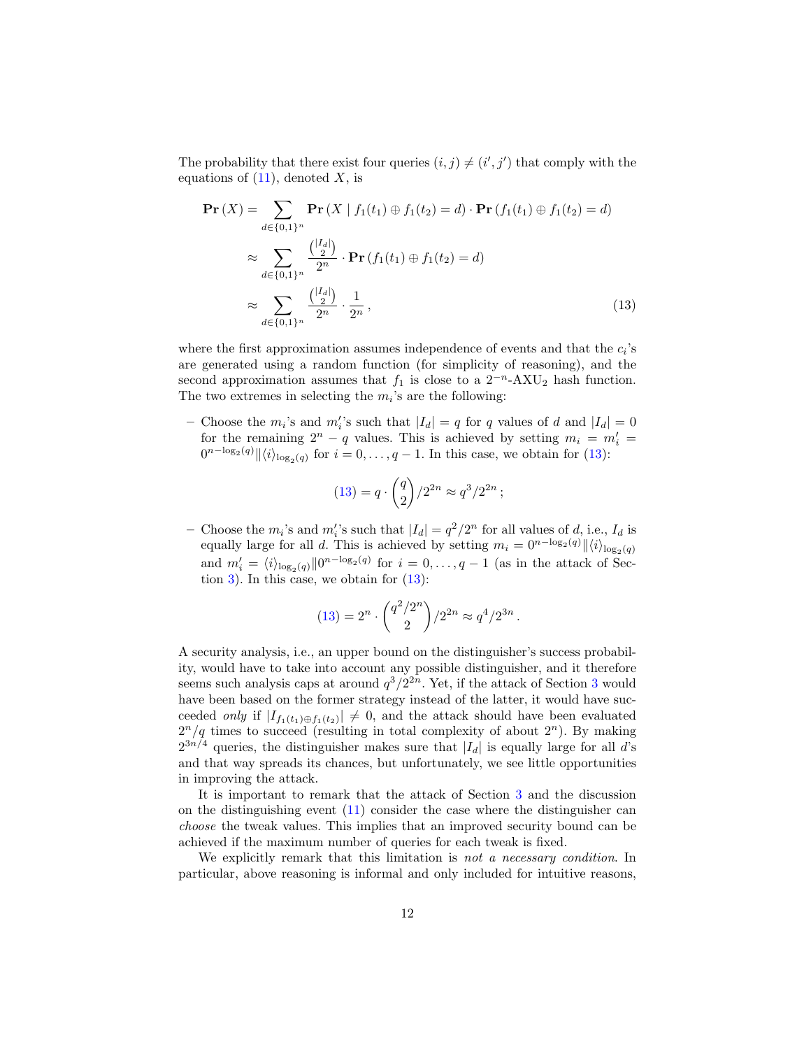The probability that there exist four queries $(i, j) \neq (i', j')$ that comply with the equations of (11), denoted $X$, is

$$
\begin{aligned}
\mathbf{Pr}(X) &= \sum_{d \in \{0,1\}^n} \mathbf{Pr}\left(X \mid f_1(t_1) \oplus f_1(t_2) = d\right) \cdot \mathbf{Pr}\left(f_1(t_1) \oplus f_1(t_2) = d\right) \\
&\approx \sum_{d \in \{0,1\}^n} \frac{\binom{|I_d|}{2}}{2^n} \cdot \mathbf{Pr}\left(f_1(t_1) \oplus f_1(t_2) = d\right) \\
&\approx \sum_{d \in \{0,1\}^n} \frac{\binom{|I_d|}{2}}{2^n} \cdot \frac{1}{2^n}\,, \qquad (13)
\end{aligned}
$$

where the first approximation assumes independence of events and that the $c_i$'s are generated using a random function (for simplicity of reasoning), and the second approximation assumes that $f_1$ is close to a $2^{-n}$-AXU$_2$ hash function. The two extremes in selecting the $m_i$'s are the following:

- Choose the $m_i$'s and $m_i'$'s such that $|I_d| = q$ for $q$ values of $d$ and $|I_d| = 0$ for the remaining $2^n - q$ values. This is achieved by setting $m_i = m_i' = 0^{n-\log_2(q)} \| \langle i \rangle_{\log_2(q)}$ for $i = 0, \ldots, q-1$. In this case, we obtain for (13):

$$
(13) = q \cdot \binom{q}{2} / 2^{2n} \approx q^3 / 2^{2n}\,;
$$

- Choose the $m_i$'s and $m_i'$'s such that $|I_d| = q^2/2^n$ for all values of $d$, i.e., $I_d$ is equally large for all $d$. This is achieved by setting $m_i = 0^{n-\log_2(q)} \| \langle i \rangle_{\log_2(q)}$ and $m_i' = \langle i \rangle_{\log_2(q)} \| 0^{n-\log_2(q)}$ for $i = 0, \ldots, q-1$ (as in the attack of Section 3). In this case, we obtain for (13):

$$
(13) = 2^n \cdot \binom{q^2/2^n}{2} / 2^{2n} \approx q^4 / 2^{3n}\,.
$$

A security analysis, i.e., an upper bound on the distinguisher's success probability, would have to take into account any possible distinguisher, and it therefore seems such analysis caps at around $q^3/2^{2n}$. Yet, if the attack of Section 3 would have been based on the former strategy instead of the latter, it would have succeeded *only* if $|I_{f_1(t_1) \oplus f_1(t_2)}| \neq 0$, and the attack should have been evaluated $2^n/q$ times to succeed (resulting in total complexity of about $2^n$). By making $2^{3n/4}$ queries, the distinguisher makes sure that $|I_d|$ is equally large for all $d$'s and that way spreads its chances, but unfortunately, we see little opportunities in improving the attack.

It is important to remark that the attack of Section 3 and the discussion on the distinguishing event (11) consider the case where the distinguisher can *choose* the tweak values. This implies that an improved security bound can be achieved if the maximum number of queries for each tweak is fixed.

We explicitly remark that this limitation is *not a necessary condition*. In particular, above reasoning is informal and only included for intuitive reasons,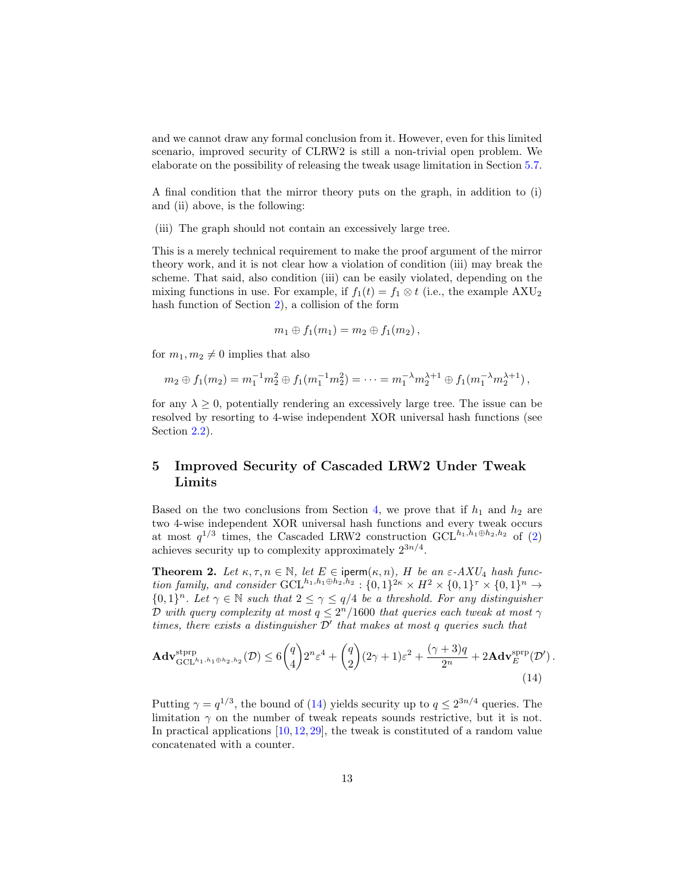and we cannot draw any formal conclusion from it. However, even for this limited scenario, improved security of CLRW2 is still a non-trivial open problem. We elaborate on the possibility of releasing the tweak usage limitation in Section 5.7.

A final condition that the mirror theory puts on the graph, in addition to (i) and (ii) above, is the following:

(iii) The graph should not contain an excessively large tree.

This is a merely technical requirement to make the proof argument of the mirror theory work, and it is not clear how a violation of condition (iii) may break the scheme. That said, also condition (iii) can be easily violated, depending on the mixing functions in use. For example, if $f_1(t) = f_1 \otimes t$ (i.e., the example $\mathrm{AXU}_2$ hash function of Section 2), a collision of the form

$$m_1 \oplus f_1(m_1) = m_2 \oplus f_1(m_2)\,,$$

for $m_1, m_2 \neq 0$ implies that also

$$m_2 \oplus f_1(m_2) = m_1^{-1} m_2^2 \oplus f_1(m_1^{-1} m_2^2) = \cdots = m_1^{-\lambda} m_2^{\lambda+1} \oplus f_1(m_1^{-\lambda} m_2^{\lambda+1})\,,$$

for any $\lambda \geq 0$, potentially rendering an excessively large tree. The issue can be resolved by resorting to 4-wise independent XOR universal hash functions (see Section 2.2).

## 5 Improved Security of Cascaded LRW2 Under Tweak Limits

Based on the two conclusions from Section 4, we prove that if $h_1$ and $h_2$ are two 4-wise independent XOR universal hash functions and every tweak occurs at most $q^{1/3}$ times, the Cascaded LRW2 construction $\mathrm{GCL}^{h_1,h_1 \oplus h_2,h_2}$ of (2) achieves security up to complexity approximately $2^{3n/4}$.

**Theorem 2.** *Let $\kappa, \tau, n \in \mathbb{N}$, let $E \in \mathsf{iperm}(\kappa, n)$, $H$ be an $\varepsilon$-$AXU_4$ hash function family, and consider $\mathrm{GCL}^{h_1,h_1 \oplus h_2,h_2} : \{0,1\}^{2\kappa} \times H^2 \times \{0,1\}^\tau \times \{0,1\}^n \to \{0,1\}^n$. Let $\gamma \in \mathbb{N}$ such that $2 \leq \gamma \leq q/4$ be a threshold. For any distinguisher $\mathcal{D}$ with query complexity at most $q \leq 2^n/1600$ that queries each tweak at most $\gamma$ times, there exists a distinguisher $\mathcal{D}'$ that makes at most $q$ queries such that*

$$\mathbf{Adv}^{\mathrm{stprp}}_{\mathrm{GCL}^{h_1,h_1 \oplus h_2,h_2}}(\mathcal{D}) \leq 6\binom{q}{4}2^n\varepsilon^4 + \binom{q}{2}(2\gamma+1)\varepsilon^2 + \frac{(\gamma+3)q}{2^n} + 2\mathbf{Adv}^{\mathrm{sprp}}_E(\mathcal{D}')\,. \tag{14}$$

Putting $\gamma = q^{1/3}$, the bound of (14) yields security up to $q \leq 2^{3n/4}$ queries. The limitation $\gamma$ on the number of tweak repeats sounds restrictive, but it is not. In practical applications [10, 12, 29], the tweak is constituted of a random value concatenated with a counter.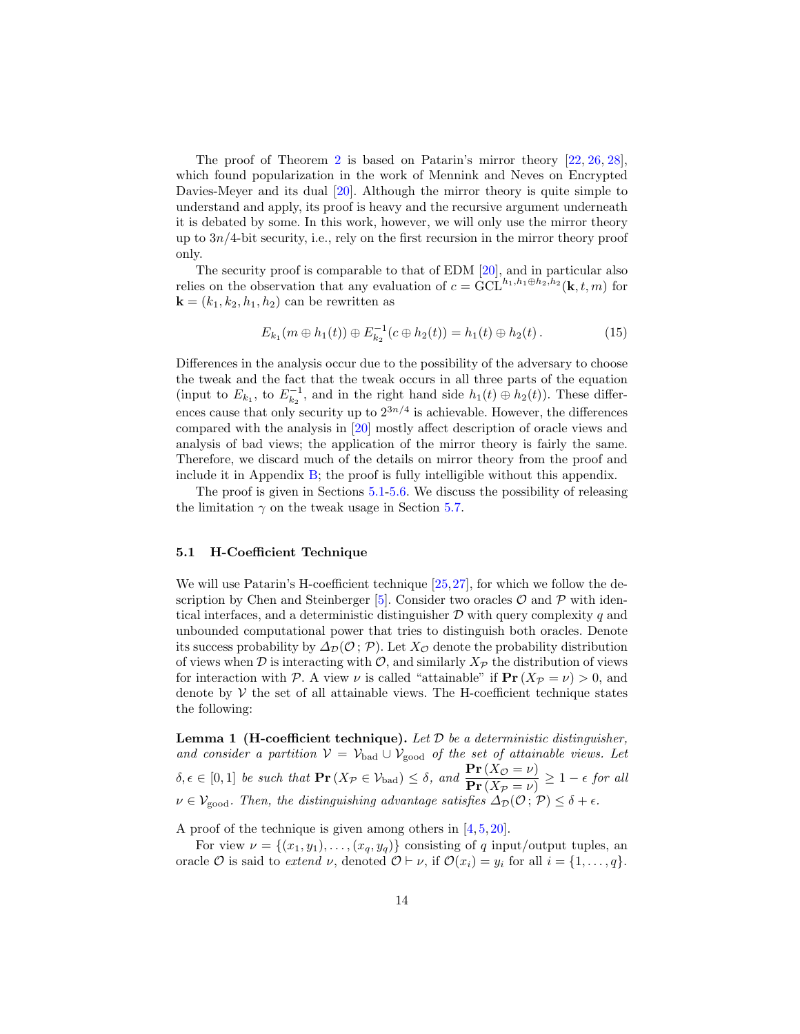The proof of Theorem 2 is based on Patarin's mirror theory [22, 26, 28], which found popularization in the work of Mennink and Neves on Encrypted Davies-Meyer and its dual [20]. Although the mirror theory is quite simple to understand and apply, its proof is heavy and the recursive argument underneath it is debated by some. In this work, however, we will only use the mirror theory up to $3n/4$-bit security, i.e., rely on the first recursion in the mirror theory proof only.

The security proof is comparable to that of EDM [20], and in particular also relies on the observation that any evaluation of $c = \mathrm{GCL}^{h_1,h_1\oplus h_2,h_2}(\mathbf{k},t,m)$ for $\mathbf{k} = (k_1,k_2,h_1,h_2)$ can be rewritten as

$$E_{k_1}(m \oplus h_1(t)) \oplus E_{k_2}^{-1}(c \oplus h_2(t)) = h_1(t) \oplus h_2(t)\,. \tag{15}$$

Differences in the analysis occur due to the possibility of the adversary to choose the tweak and the fact that the tweak occurs in all three parts of the equation (input to $E_{k_1}$, to $E_{k_2}^{-1}$, and in the right hand side $h_1(t) \oplus h_2(t)$). These differences cause that only security up to $2^{3n/4}$ is achievable. However, the differences compared with the analysis in [20] mostly affect description of oracle views and analysis of bad views; the application of the mirror theory is fairly the same. Therefore, we discard much of the details on mirror theory from the proof and include it in Appendix B; the proof is fully intelligible without this appendix.

The proof is given in Sections 5.1-5.6. We discuss the possibility of releasing the limitation $\gamma$ on the tweak usage in Section 5.7.

### 5.1 H-Coefficient Technique

We will use Patarin's H-coefficient technique [25,27], for which we follow the description by Chen and Steinberger [5]. Consider two oracles $\mathcal{O}$ and $\mathcal{P}$ with identical interfaces, and a deterministic distinguisher $\mathcal{D}$ with query complexity $q$ and unbounded computational power that tries to distinguish both oracles. Denote its success probability by $\Delta_{\mathcal{D}}(\mathcal{O}\,;\,\mathcal{P})$. Let $X_{\mathcal{O}}$ denote the probability distribution of views when $\mathcal{D}$ is interacting with $\mathcal{O}$, and similarly $X_{\mathcal{P}}$ the distribution of views for interaction with $\mathcal{P}$. A view $\nu$ is called "attainable" if $\mathbf{Pr}\left(X_{\mathcal{P}} = \nu\right) > 0$, and denote by $\mathcal{V}$ the set of all attainable views. The H-coefficient technique states the following:

**Lemma 1 (H-coefficient technique).** *Let $\mathcal{D}$ be a deterministic distinguisher, and consider a partition $\mathcal{V} = \mathcal{V}_{\mathrm{bad}} \cup \mathcal{V}_{\mathrm{good}}$ of the set of attainable views. Let $\delta, \epsilon \in [0,1]$ be such that $\mathbf{Pr}\left(X_{\mathcal{P}} \in \mathcal{V}_{\mathrm{bad}}\right) \le \delta$, and $\dfrac{\mathbf{Pr}\left(X_{\mathcal{O}} = \nu\right)}{\mathbf{Pr}\left(X_{\mathcal{P}} = \nu\right)} \ge 1 - \epsilon$ for all $\nu \in \mathcal{V}_{\mathrm{good}}$. Then, the distinguishing advantage satisfies $\Delta_{\mathcal{D}}(\mathcal{O}\,;\,\mathcal{P}) \le \delta + \epsilon$.*

A proof of the technique is given among others in [4, 5, 20].

For view $\nu = \{(x_1,y_1),\ldots,(x_q,y_q)\}$ consisting of $q$ input/output tuples, an oracle $\mathcal{O}$ is said to *extend* $\nu$, denoted $\mathcal{O} \vdash \nu$, if $\mathcal{O}(x_i) = y_i$ for all $i = \{1,\ldots,q\}$.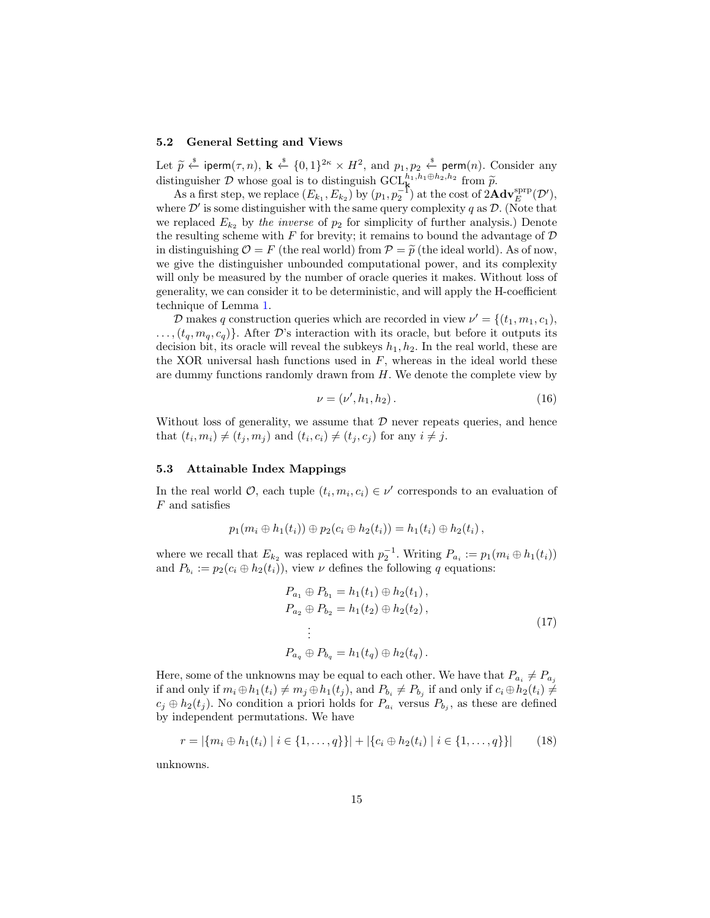### 5.2 General Setting and Views

Let $\widetilde{p} \xleftarrow{\$} \mathsf{iperm}(\tau, n)$, $\mathbf{k} \xleftarrow{\$} \{0,1\}^{2\kappa} \times H^2$, and $p_1, p_2 \xleftarrow{\$} \mathsf{perm}(n)$. Consider any distinguisher $\mathcal{D}$ whose goal is to distinguish $\mathrm{GCL}_{\mathbf{k}}^{h_1, h_1 \oplus h_2, h_2}$ from $\widetilde{p}$.

As a first step, we replace $(E_{k_1}, E_{k_2})$ by $(p_1, p_2^{-1})$ at the cost of $2\mathbf{Adv}_E^{\mathrm{sprp}}(\mathcal{D}')$, where $\mathcal{D}'$ is some distinguisher with the same query complexity $q$ as $\mathcal{D}$. (Note that we replaced $E_{k_2}$ by *the inverse* of $p_2$ for simplicity of further analysis.) Denote the resulting scheme with $F$ for brevity; it remains to bound the advantage of $\mathcal{D}$ in distinguishing $\mathcal{O} = F$ (the real world) from $\mathcal{P} = \widetilde{p}$ (the ideal world). As of now, we give the distinguisher unbounded computational power, and its complexity will only be measured by the number of oracle queries it makes. Without loss of generality, we can consider it to be deterministic, and will apply the H-coefficient technique of Lemma 1.

$\mathcal{D}$ makes $q$ construction queries which are recorded in view $\nu' = \{(t_1, m_1, c_1), \ldots, (t_q, m_q, c_q)\}$. After $\mathcal{D}$'s interaction with its oracle, but before it outputs its decision bit, its oracle will reveal the subkeys $h_1, h_2$. In the real world, these are the XOR universal hash functions used in $F$, whereas in the ideal world these are dummy functions randomly drawn from $H$. We denote the complete view by

$$\nu = (\nu', h_1, h_2)\,. \tag{16}$$

Without loss of generality, we assume that $\mathcal{D}$ never repeats queries, and hence that $(t_i, m_i) \neq (t_j, m_j)$ and $(t_i, c_i) \neq (t_j, c_j)$ for any $i \neq j$.

### 5.3 Attainable Index Mappings

In the real world $\mathcal{O}$, each tuple $(t_i, m_i, c_i) \in \nu'$ corresponds to an evaluation of $F$ and satisfies

$$p_1(m_i \oplus h_1(t_i)) \oplus p_2(c_i \oplus h_2(t_i)) = h_1(t_i) \oplus h_2(t_i)\,,$$

where we recall that $E_{k_2}$ was replaced with $p_2^{-1}$. Writing $P_{a_i} := p_1(m_i \oplus h_1(t_i))$ and $P_{b_i} := p_2(c_i \oplus h_2(t_i))$, view $\nu$ defines the following $q$ equations:

$$\begin{aligned}
P_{a_1} \oplus P_{b_1} &= h_1(t_1) \oplus h_2(t_1)\,,\\
P_{a_2} \oplus P_{b_2} &= h_1(t_2) \oplus h_2(t_2)\,,\\
&\;\;\vdots\\
P_{a_q} \oplus P_{b_q} &= h_1(t_q) \oplus h_2(t_q)\,.
\end{aligned} \tag{17}$$

Here, some of the unknowns may be equal to each other. We have that $P_{a_i} \neq P_{a_j}$ if and only if $m_i \oplus h_1(t_i) \neq m_j \oplus h_1(t_j)$, and $P_{b_i} \neq P_{b_j}$ if and only if $c_i \oplus h_2(t_i) \neq c_j \oplus h_2(t_j)$. No condition a priori holds for $P_{a_i}$ versus $P_{b_j}$, as these are defined by independent permutations. We have

$$r = |\{m_i \oplus h_1(t_i) \mid i \in \{1, \ldots, q\}\}| + |\{c_i \oplus h_2(t_i) \mid i \in \{1, \ldots, q\}\}| \tag{18}$$

unknowns.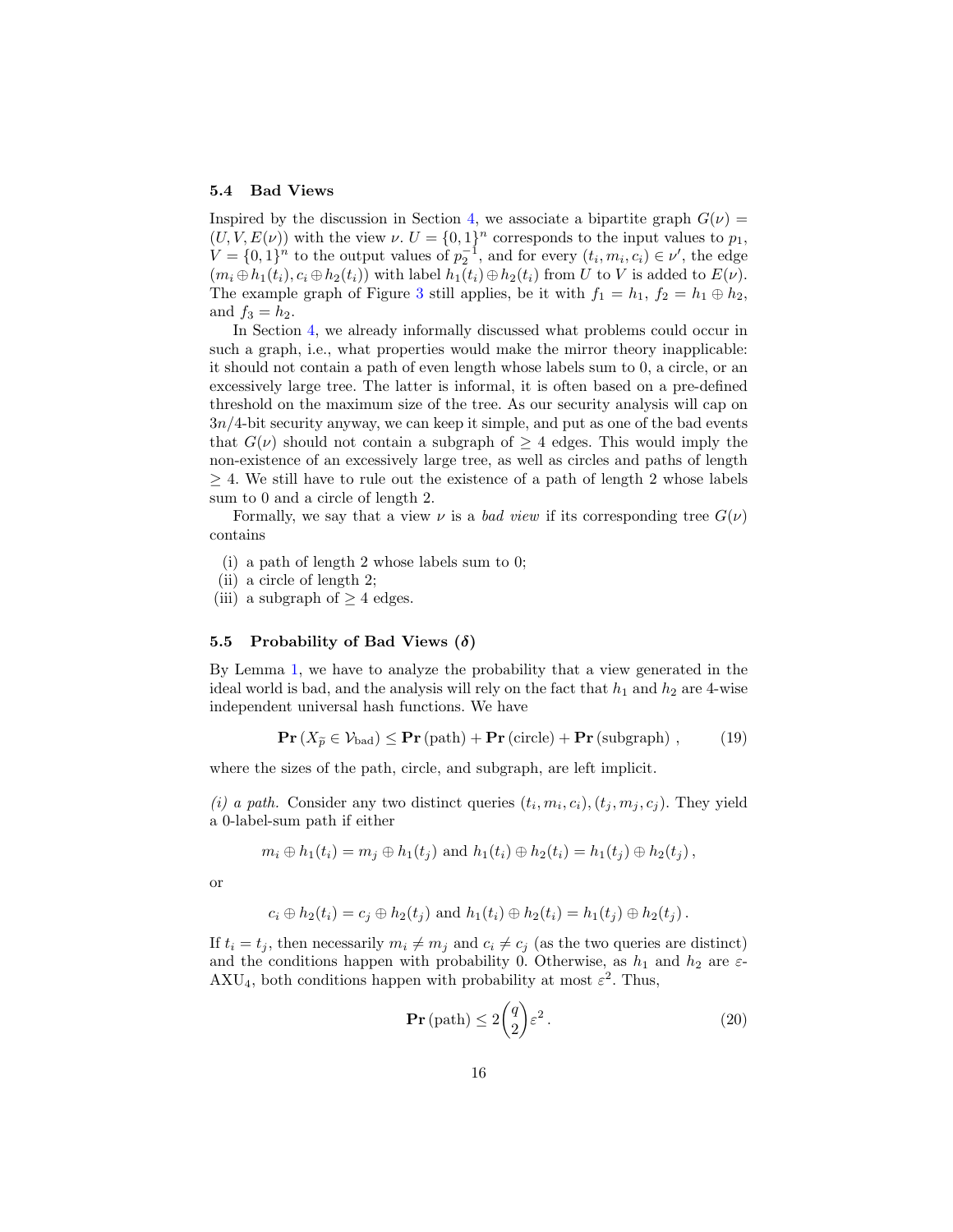### 5.4 Bad Views

Inspired by the discussion in Section 4, we associate a bipartite graph $G(\nu) = (U, V, E(\nu))$ with the view $\nu$. $U = \{0,1\}^n$ corresponds to the input values to $p_1$, $V = \{0,1\}^n$ to the output values of $p_2^{-1}$, and for every $(t_i, m_i, c_i) \in \nu'$, the edge $(m_i \oplus h_1(t_i), c_i \oplus h_2(t_i))$ with label $h_1(t_i) \oplus h_2(t_i)$ from $U$ to $V$ is added to $E(\nu)$. The example graph of Figure 3 still applies, be it with $f_1 = h_1$, $f_2 = h_1 \oplus h_2$, and $f_3 = h_2$.

In Section 4, we already informally discussed what problems could occur in such a graph, i.e., what properties would make the mirror theory inapplicable: it should not contain a path of even length whose labels sum to 0, a circle, or an excessively large tree. The latter is informal, it is often based on a pre-defined threshold on the maximum size of the tree. As our security analysis will cap on $3n/4$-bit security anyway, we can keep it simple, and put as one of the bad events that $G(\nu)$ should not contain a subgraph of $\geq 4$ edges. This would imply the non-existence of an excessively large tree, as well as circles and paths of length $\geq 4$. We still have to rule out the existence of a path of length 2 whose labels sum to 0 and a circle of length 2.

Formally, we say that a view $\nu$ is a *bad view* if its corresponding tree $G(\nu)$ contains

(i) a path of length 2 whose labels sum to 0;
(ii) a circle of length 2;
(iii) a subgraph of $\geq 4$ edges.

### 5.5 Probability of Bad Views ($\delta$)

By Lemma 1, we have to analyze the probability that a view generated in the ideal world is bad, and the analysis will rely on the fact that $h_1$ and $h_2$ are 4-wise independent universal hash functions. We have

$$\mathbf{Pr}\left(X_{\widetilde{p}} \in \mathcal{V}_{\text{bad}}\right) \leq \mathbf{Pr}\left(\text{path}\right) + \mathbf{Pr}\left(\text{circle}\right) + \mathbf{Pr}\left(\text{subgraph}\right), \tag{19}$$

where the sizes of the path, circle, and subgraph, are left implicit.

*(i) a path.* Consider any two distinct queries $(t_i, m_i, c_i), (t_j, m_j, c_j)$. They yield a 0-label-sum path if either

$$m_i \oplus h_1(t_i) = m_j \oplus h_1(t_j) \text{ and } h_1(t_i) \oplus h_2(t_i) = h_1(t_j) \oplus h_2(t_j),$$

or

$$c_i \oplus h_2(t_i) = c_j \oplus h_2(t_j) \text{ and } h_1(t_i) \oplus h_2(t_i) = h_1(t_j) \oplus h_2(t_j).$$

If $t_i = t_j$, then necessarily $m_i \neq m_j$ and $c_i \neq c_j$ (as the two queries are distinct) and the conditions happen with probability 0. Otherwise, as $h_1$ and $h_2$ are $\varepsilon$-AXU$_4$, both conditions happen with probability at most $\varepsilon^2$. Thus,

$$\mathbf{Pr}\left(\text{path}\right) \leq 2\binom{q}{2}\varepsilon^2. \tag{20}$$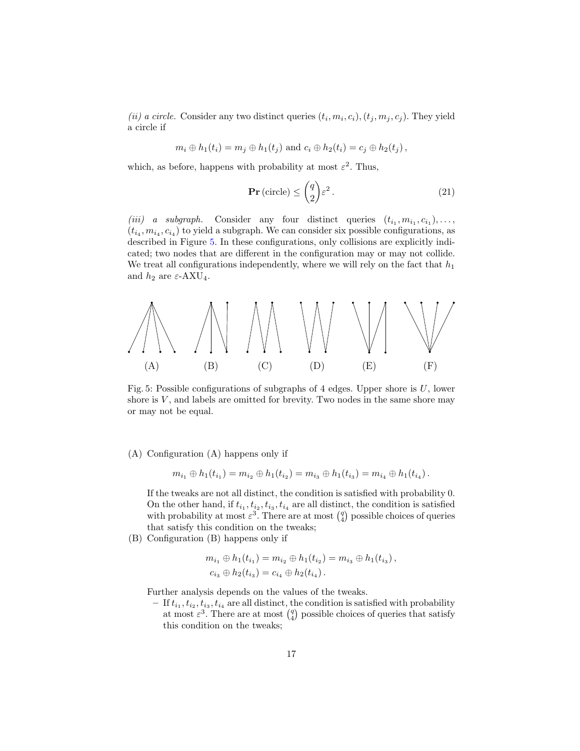*(ii) a circle.* Consider any two distinct queries $(t_i, m_i, c_i), (t_j, m_j, c_j)$. They yield a circle if

$$m_i \oplus h_1(t_i) = m_j \oplus h_1(t_j) \text{ and } c_i \oplus h_2(t_i) = c_j \oplus h_2(t_j)\,,$$

which, as before, happens with probability at most $\varepsilon^2$. Thus,

$$\mathbf{Pr}\,(\text{circle}) \leq \binom{q}{2}\varepsilon^2\,. \tag{21}$$

*(iii) a subgraph.* Consider any four distinct queries $(t_{i_1}, m_{i_1}, c_{i_1}), \ldots, (t_{i_4}, m_{i_4}, c_{i_4})$ to yield a subgraph. We can consider six possible configurations, as described in Figure 5. In these configurations, only collisions are explicitly indicated; two nodes that are different in the configuration may or may not collide. We treat all configurations independently, where we will rely on the fact that $h_1$ and $h_2$ are $\varepsilon$-AXU$_4$.

(A) (B) (C) (D) (E) (F)

Fig. 5: Possible configurations of subgraphs of 4 edges. Upper shore is $U$, lower shore is $V$, and labels are omitted for brevity. Two nodes in the same shore may or may not be equal.

(A) Configuration (A) happens only if

$$m_{i_1} \oplus h_1(t_{i_1}) = m_{i_2} \oplus h_1(t_{i_2}) = m_{i_3} \oplus h_1(t_{i_3}) = m_{i_4} \oplus h_1(t_{i_4})\,.$$

If the tweaks are not all distinct, the condition is satisfied with probability 0. On the other hand, if $t_{i_1}, t_{i_2}, t_{i_3}, t_{i_4}$ are all distinct, the condition is satisfied with probability at most $\varepsilon^3$. There are at most $\binom{q}{4}$ possible choices of queries that satisfy this condition on the tweaks;

(B) Configuration (B) happens only if

$$\begin{aligned} m_{i_1} \oplus h_1(t_{i_1}) = m_{i_2} \oplus h_1(t_{i_2}) &= m_{i_3} \oplus h_1(t_{i_3})\,, \\ c_{i_3} \oplus h_2(t_{i_3}) &= c_{i_4} \oplus h_2(t_{i_4})\,. \end{aligned}$$

Further analysis depends on the values of the tweaks.

- If $t_{i_1}, t_{i_2}, t_{i_3}, t_{i_4}$ are all distinct, the condition is satisfied with probability at most $\varepsilon^3$. There are at most $\binom{q}{4}$ possible choices of queries that satisfy this condition on the tweaks;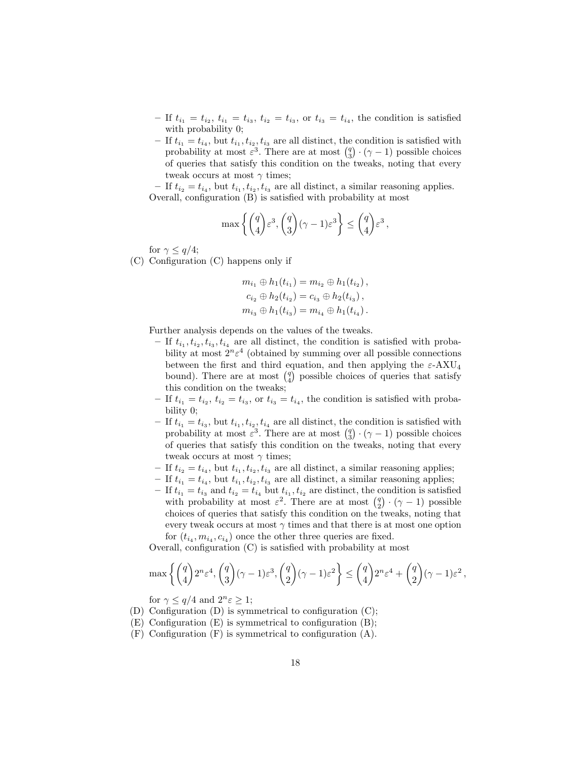– If $t_{i_1} = t_{i_2}$, $t_{i_1} = t_{i_3}$, $t_{i_2} = t_{i_3}$, or $t_{i_3} = t_{i_4}$, the condition is satisfied with probability 0;
  – If $t_{i_1} = t_{i_4}$, but $t_{i_1}, t_{i_2}, t_{i_3}$ are all distinct, the condition is satisfied with probability at most $\varepsilon^3$. There are at most $\binom{q}{3} \cdot (\gamma - 1)$ possible choices of queries that satisfy this condition on the tweaks, noting that every tweak occurs at most $\gamma$ times;
  – If $t_{i_2} = t_{i_4}$, but $t_{i_1}, t_{i_2}, t_{i_3}$ are all distinct, a similar reasoning applies.

  Overall, configuration (B) is satisfied with probability at most

$$\max\left\{\binom{q}{4}\varepsilon^3, \binom{q}{3}(\gamma-1)\varepsilon^3\right\} \le \binom{q}{4}\varepsilon^3 ,$$

  for $\gamma \le q/4$;

(C) Configuration (C) happens only if

$$\begin{aligned} m_{i_1} \oplus h_1(t_{i_1}) &= m_{i_2} \oplus h_1(t_{i_2}) , \\ c_{i_2} \oplus h_2(t_{i_2}) &= c_{i_3} \oplus h_2(t_{i_3}) , \\ m_{i_3} \oplus h_1(t_{i_3}) &= m_{i_4} \oplus h_1(t_{i_4}) . \end{aligned}$$

  Further analysis depends on the values of the tweaks.
  – If $t_{i_1}, t_{i_2}, t_{i_3}, t_{i_4}$ are all distinct, the condition is satisfied with probability at most $2^n\varepsilon^4$ (obtained by summing over all possible connections between the first and third equation, and then applying the $\varepsilon$-AXU$_4$ bound). There are at most $\binom{q}{4}$ possible choices of queries that satisfy this condition on the tweaks;
  – If $t_{i_1} = t_{i_2}$, $t_{i_2} = t_{i_3}$, or $t_{i_3} = t_{i_4}$, the condition is satisfied with probability 0;
  – If $t_{i_1} = t_{i_3}$, but $t_{i_1}, t_{i_2}, t_{i_4}$ are all distinct, the condition is satisfied with probability at most $\varepsilon^3$. There are at most $\binom{q}{3} \cdot (\gamma - 1)$ possible choices of queries that satisfy this condition on the tweaks, noting that every tweak occurs at most $\gamma$ times;
  – If $t_{i_2} = t_{i_4}$, but $t_{i_1}, t_{i_2}, t_{i_3}$ are all distinct, a similar reasoning applies;
  – If $t_{i_1} = t_{i_4}$, but $t_{i_1}, t_{i_2}, t_{i_3}$ are all distinct, a similar reasoning applies;
  – If $t_{i_1} = t_{i_3}$ and $t_{i_2} = t_{i_4}$ but $t_{i_1}, t_{i_2}$ are distinct, the condition is satisfied with probability at most $\varepsilon^2$. There are at most $\binom{q}{2} \cdot (\gamma - 1)$ possible choices of queries that satisfy this condition on the tweaks, noting that every tweak occurs at most $\gamma$ times and that there is at most one option for $(t_{i_4}, m_{i_4}, c_{i_4})$ once the other three queries are fixed.

  Overall, configuration (C) is satisfied with probability at most

$$\max\left\{\binom{q}{4}2^n\varepsilon^4, \binom{q}{3}(\gamma-1)\varepsilon^3, \binom{q}{2}(\gamma-1)\varepsilon^2\right\} \le \binom{q}{4}2^n\varepsilon^4 + \binom{q}{2}(\gamma-1)\varepsilon^2 ,$$

  for $\gamma \le q/4$ and $2^n\varepsilon \ge 1$;

(D) Configuration (D) is symmetrical to configuration (C);

(E) Configuration (E) is symmetrical to configuration (B);

(F) Configuration (F) is symmetrical to configuration (A).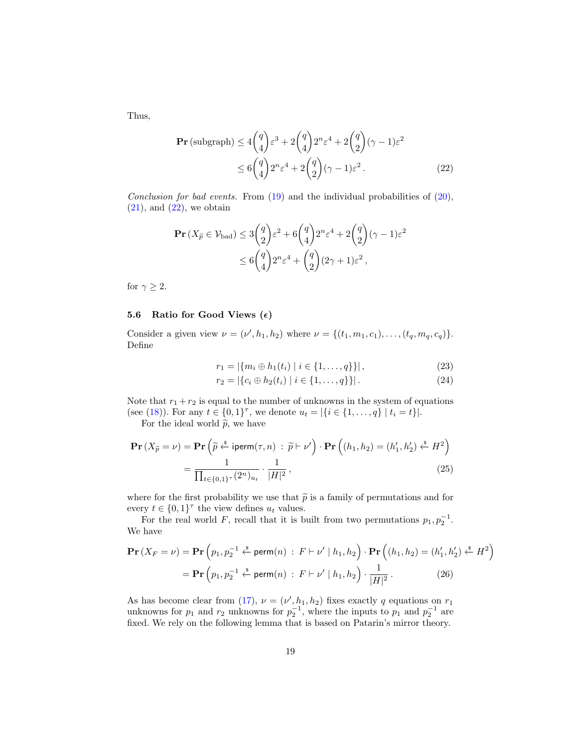Thus,

$$\begin{aligned}
\mathbf{Pr}\left(\text{subgraph}\right) &\leq 4\binom{q}{4}\varepsilon^3 + 2\binom{q}{4}2^n\varepsilon^4 + 2\binom{q}{2}(\gamma-1)\varepsilon^2 \\
&\leq 6\binom{q}{4}2^n\varepsilon^4 + 2\binom{q}{2}(\gamma-1)\varepsilon^2 \,. 
\end{aligned} \tag{22}$$

*Conclusion for bad events.* From (19) and the individual probabilities of (20), (21), and (22), we obtain

$$\begin{aligned}
\mathbf{Pr}\left(X_{\widetilde{p}} \in \mathcal{V}_{\text{bad}}\right) &\leq 3\binom{q}{2}\varepsilon^2 + 6\binom{q}{4}2^n\varepsilon^4 + 2\binom{q}{2}(\gamma-1)\varepsilon^2 \\
&\leq 6\binom{q}{4}2^n\varepsilon^4 + \binom{q}{2}(2\gamma+1)\varepsilon^2 \,,
\end{aligned}$$

for $\gamma \geq 2$.

### 5.6 Ratio for Good Views ($\epsilon$)

Consider a given view $\nu = (\nu', h_1, h_2)$ where $\nu = \{(t_1, m_1, c_1), \ldots, (t_q, m_q, c_q)\}$. Define

$$r_1 = |\{m_i \oplus h_1(t_i) \mid i \in \{1, \ldots, q\}\}| \,, \tag{23}$$

$$r_2 = |\{c_i \oplus h_2(t_i) \mid i \in \{1, \ldots, q\}\}| \,. \tag{24}$$

Note that $r_1 + r_2$ is equal to the number of unknowns in the system of equations (see (18)). For any $t \in \{0,1\}^\tau$, we denote $u_t = |\{i \in \{1, \ldots, q\} \mid t_i = t\}|$.

For the ideal world $\widetilde{p}$, we have

$$\begin{aligned}
\mathbf{Pr}\left(X_{\widetilde{p}} = \nu\right) &= \mathbf{Pr}\left(\widetilde{p} \xleftarrow{\$} \mathsf{iperm}(\tau, n) \,:\, \widetilde{p} \vdash \nu'\right) \cdot \mathbf{Pr}\left((h_1, h_2) = (h_1', h_2') \xleftarrow{\$} H^2\right) \\
&= \frac{1}{\prod_{t \in \{0,1\}^\tau} (2^n)_{u_t}} \cdot \frac{1}{|H|^2} \,,
\end{aligned} \tag{25}$$

where for the first probability we use that $\widetilde{p}$ is a family of permutations and for every $t \in \{0,1\}^\tau$ the view defines $u_t$ values.

For the real world $F$, recall that it is built from two permutations $p_1, p_2^{-1}$. We have

$$\begin{aligned}
\mathbf{Pr}\left(X_F = \nu\right) &= \mathbf{Pr}\left(p_1, p_2^{-1} \xleftarrow{\$} \mathsf{perm}(n) \,:\, F \vdash \nu' \mid h_1, h_2\right) \cdot \mathbf{Pr}\left((h_1, h_2) = (h_1', h_2') \xleftarrow{\$} H^2\right) \\
&= \mathbf{Pr}\left(p_1, p_2^{-1} \xleftarrow{\$} \mathsf{perm}(n) \,:\, F \vdash \nu' \mid h_1, h_2\right) \cdot \frac{1}{|H|^2} \,.
\end{aligned} \tag{26}$$

As has become clear from (17), $\nu = (\nu', h_1, h_2)$ fixes exactly $q$ equations on $r_1$ unknowns for $p_1$ and $r_2$ unknowns for $p_2^{-1}$, where the inputs to $p_1$ and $p_2^{-1}$ are fixed. We rely on the following lemma that is based on Patarin's mirror theory.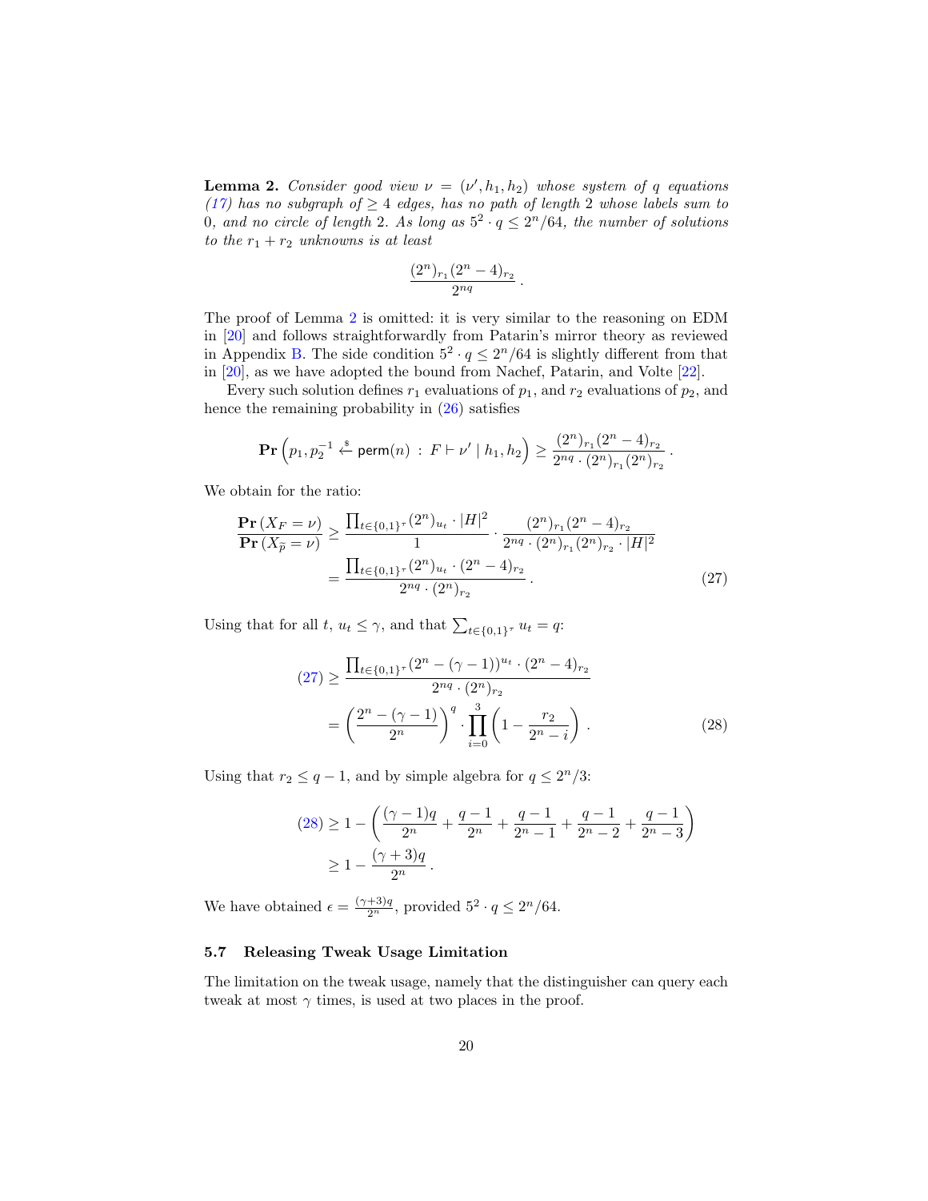**Lemma 2.** *Consider good view $\nu = (\nu', h_1, h_2)$ whose system of $q$ equations (17) has no subgraph of $\geq 4$ edges, has no path of length 2 whose labels sum to 0, and no circle of length 2. As long as $5^2 \cdot q \leq 2^n/64$, the number of solutions to the $r_1 + r_2$ unknowns is at least*

$$\frac{(2^n)_{r_1}(2^n-4)_{r_2}}{2^{nq}}.$$

The proof of Lemma 2 is omitted: it is very similar to the reasoning on EDM in [20] and follows straightforwardly from Patarin's mirror theory as reviewed in Appendix B. The side condition $5^2 \cdot q \leq 2^n/64$ is slightly different from that in [20], as we have adopted the bound from Nachef, Patarin, and Volte [22].

Every such solution defines $r_1$ evaluations of $p_1$, and $r_2$ evaluations of $p_2$, and hence the remaining probability in (26) satisfies

$$\mathbf{Pr}\left(p_1, p_2^{-1} \xleftarrow{\$} \mathsf{perm}(n) \;:\; F \vdash \nu' \mid h_1, h_2\right) \geq \frac{(2^n)_{r_1}(2^n-4)_{r_2}}{2^{nq} \cdot (2^n)_{r_1}(2^n)_{r_2}}.$$

We obtain for the ratio:

$$\begin{aligned}
\frac{\mathbf{Pr}\left(X_F = \nu\right)}{\mathbf{Pr}\left(X_{\widetilde{p}} = \nu\right)} &\geq \frac{\prod_{t\in\{0,1\}^\tau}(2^n)_{u_t} \cdot |H|^2}{1} \cdot \frac{(2^n)_{r_1}(2^n-4)_{r_2}}{2^{nq} \cdot (2^n)_{r_1}(2^n)_{r_2} \cdot |H|^2} \\
&= \frac{\prod_{t\in\{0,1\}^\tau}(2^n)_{u_t} \cdot (2^n-4)_{r_2}}{2^{nq} \cdot (2^n)_{r_2}}. \qquad (27)
\end{aligned}$$

Using that for all $t$, $u_t \leq \gamma$, and that $\sum_{t\in\{0,1\}^\tau} u_t = q$:

$$\begin{aligned}
(27) &\geq \frac{\prod_{t\in\{0,1\}^\tau}(2^n-(\gamma-1))^{u_t} \cdot (2^n-4)_{r_2}}{2^{nq} \cdot (2^n)_{r_2}} \\
&= \left(\frac{2^n-(\gamma-1)}{2^n}\right)^q \cdot \prod_{i=0}^{3}\left(1 - \frac{r_2}{2^n-i}\right). \qquad (28)
\end{aligned}$$

Using that $r_2 \leq q-1$, and by simple algebra for $q \leq 2^n/3$:

$$\begin{aligned}
(28) &\geq 1 - \left(\frac{(\gamma-1)q}{2^n} + \frac{q-1}{2^n} + \frac{q-1}{2^n-1} + \frac{q-1}{2^n-2} + \frac{q-1}{2^n-3}\right) \\
&\geq 1 - \frac{(\gamma+3)q}{2^n}.
\end{aligned}$$

We have obtained $\epsilon = \frac{(\gamma+3)q}{2^n}$, provided $5^2 \cdot q \leq 2^n/64$.

### 5.7 Releasing Tweak Usage Limitation

The limitation on the tweak usage, namely that the distinguisher can query each tweak at most $\gamma$ times, is used at two places in the proof.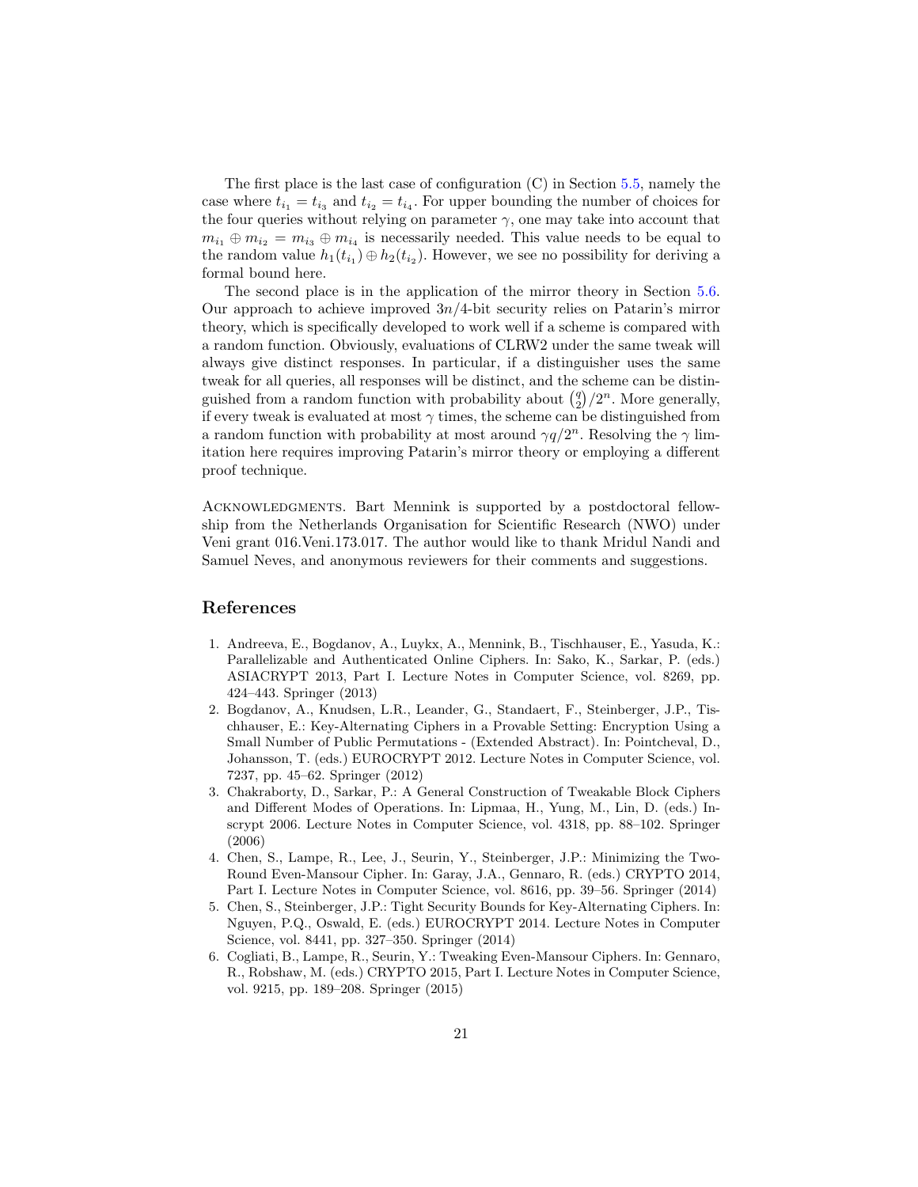The first place is the last case of configuration (C) in Section 5.5, namely the case where $t_{i_1} = t_{i_3}$ and $t_{i_2} = t_{i_4}$. For upper bounding the number of choices for the four queries without relying on parameter $\gamma$, one may take into account that $m_{i_1} \oplus m_{i_2} = m_{i_3} \oplus m_{i_4}$ is necessarily needed. This value needs to be equal to the random value $h_1(t_{i_1}) \oplus h_2(t_{i_2})$. However, we see no possibility for deriving a formal bound here.

The second place is in the application of the mirror theory in Section 5.6. Our approach to achieve improved $3n/4$-bit security relies on Patarin's mirror theory, which is specifically developed to work well if a scheme is compared with a random function. Obviously, evaluations of CLRW2 under the same tweak will always give distinct responses. In particular, if a distinguisher uses the same tweak for all queries, all responses will be distinct, and the scheme can be distinguished from a random function with probability about $\binom{q}{2}/2^n$. More generally, if every tweak is evaluated at most $\gamma$ times, the scheme can be distinguished from a random function with probability at most around $\gamma q/2^n$. Resolving the $\gamma$ limitation here requires improving Patarin's mirror theory or employing a different proof technique.

Acknowledgments. Bart Mennink is supported by a postdoctoral fellowship from the Netherlands Organisation for Scientific Research (NWO) under Veni grant 016.Veni.173.017. The author would like to thank Mridul Nandi and Samuel Neves, and anonymous reviewers for their comments and suggestions.

## References

1. Andreeva, E., Bogdanov, A., Luykx, A., Mennink, B., Tischhauser, E., Yasuda, K.: Parallelizable and Authenticated Online Ciphers. In: Sako, K., Sarkar, P. (eds.) ASIACRYPT 2013, Part I. Lecture Notes in Computer Science, vol. 8269, pp. 424–443. Springer (2013)
2. Bogdanov, A., Knudsen, L.R., Leander, G., Standaert, F., Steinberger, J.P., Tischhauser, E.: Key-Alternating Ciphers in a Provable Setting: Encryption Using a Small Number of Public Permutations - (Extended Abstract). In: Pointcheval, D., Johansson, T. (eds.) EUROCRYPT 2012. Lecture Notes in Computer Science, vol. 7237, pp. 45–62. Springer (2012)
3. Chakraborty, D., Sarkar, P.: A General Construction of Tweakable Block Ciphers and Different Modes of Operations. In: Lipmaa, H., Yung, M., Lin, D. (eds.) Inscrypt 2006. Lecture Notes in Computer Science, vol. 4318, pp. 88–102. Springer (2006)
4. Chen, S., Lampe, R., Lee, J., Seurin, Y., Steinberger, J.P.: Minimizing the Two-Round Even-Mansour Cipher. In: Garay, J.A., Gennaro, R. (eds.) CRYPTO 2014, Part I. Lecture Notes in Computer Science, vol. 8616, pp. 39–56. Springer (2014)
5. Chen, S., Steinberger, J.P.: Tight Security Bounds for Key-Alternating Ciphers. In: Nguyen, P.Q., Oswald, E. (eds.) EUROCRYPT 2014. Lecture Notes in Computer Science, vol. 8441, pp. 327–350. Springer (2014)
6. Cogliati, B., Lampe, R., Seurin, Y.: Tweaking Even-Mansour Ciphers. In: Gennaro, R., Robshaw, M. (eds.) CRYPTO 2015, Part I. Lecture Notes in Computer Science, vol. 9215, pp. 189–208. Springer (2015)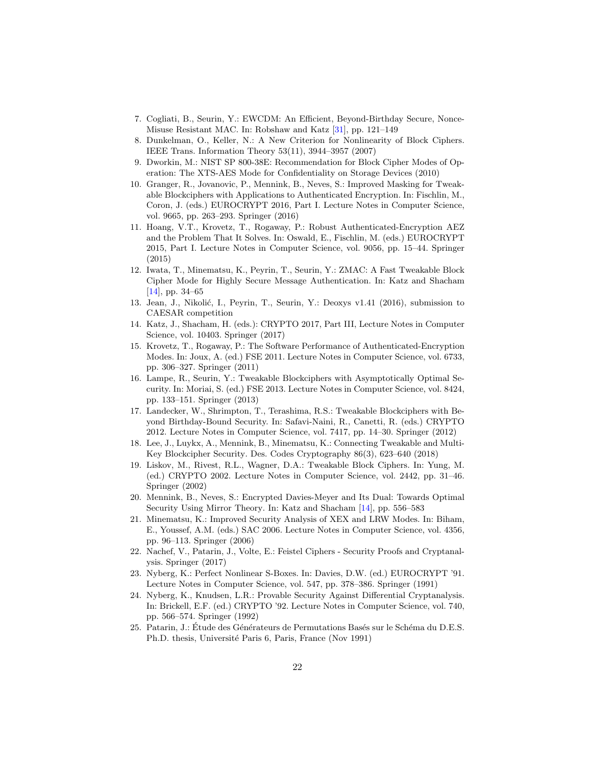7. Cogliati, B., Seurin, Y.: EWCDM: An Efficient, Beyond-Birthday Secure, Nonce-Misuse Resistant MAC. In: Robshaw and Katz [31], pp. 121–149
8. Dunkelman, O., Keller, N.: A New Criterion for Nonlinearity of Block Ciphers. IEEE Trans. Information Theory 53(11), 3944–3957 (2007)
9. Dworkin, M.: NIST SP 800-38E: Recommendation for Block Cipher Modes of Operation: The XTS-AES Mode for Confidentiality on Storage Devices (2010)
10. Granger, R., Jovanovic, P., Mennink, B., Neves, S.: Improved Masking for Tweakable Blockciphers with Applications to Authenticated Encryption. In: Fischlin, M., Coron, J. (eds.) EUROCRYPT 2016, Part I. Lecture Notes in Computer Science, vol. 9665, pp. 263–293. Springer (2016)
11. Hoang, V.T., Krovetz, T., Rogaway, P.: Robust Authenticated-Encryption AEZ and the Problem That It Solves. In: Oswald, E., Fischlin, M. (eds.) EUROCRYPT 2015, Part I. Lecture Notes in Computer Science, vol. 9056, pp. 15–44. Springer (2015)
12. Iwata, T., Minematsu, K., Peyrin, T., Seurin, Y.: ZMAC: A Fast Tweakable Block Cipher Mode for Highly Secure Message Authentication. In: Katz and Shacham [14], pp. 34–65
13. Jean, J., Nikolić, I., Peyrin, T., Seurin, Y.: Deoxys v1.41 (2016), submission to CAESAR competition
14. Katz, J., Shacham, H. (eds.): CRYPTO 2017, Part III, Lecture Notes in Computer Science, vol. 10403. Springer (2017)
15. Krovetz, T., Rogaway, P.: The Software Performance of Authenticated-Encryption Modes. In: Joux, A. (ed.) FSE 2011. Lecture Notes in Computer Science, vol. 6733, pp. 306–327. Springer (2011)
16. Lampe, R., Seurin, Y.: Tweakable Blockciphers with Asymptotically Optimal Security. In: Moriai, S. (ed.) FSE 2013. Lecture Notes in Computer Science, vol. 8424, pp. 133–151. Springer (2013)
17. Landecker, W., Shrimpton, T., Terashima, R.S.: Tweakable Blockciphers with Beyond Birthday-Bound Security. In: Safavi-Naini, R., Canetti, R. (eds.) CRYPTO 2012. Lecture Notes in Computer Science, vol. 7417, pp. 14–30. Springer (2012)
18. Lee, J., Luykx, A., Mennink, B., Minematsu, K.: Connecting Tweakable and Multi-Key Blockcipher Security. Des. Codes Cryptography 86(3), 623–640 (2018)
19. Liskov, M., Rivest, R.L., Wagner, D.A.: Tweakable Block Ciphers. In: Yung, M. (ed.) CRYPTO 2002. Lecture Notes in Computer Science, vol. 2442, pp. 31–46. Springer (2002)
20. Mennink, B., Neves, S.: Encrypted Davies-Meyer and Its Dual: Towards Optimal Security Using Mirror Theory. In: Katz and Shacham [14], pp. 556–583
21. Minematsu, K.: Improved Security Analysis of XEX and LRW Modes. In: Biham, E., Youssef, A.M. (eds.) SAC 2006. Lecture Notes in Computer Science, vol. 4356, pp. 96–113. Springer (2006)
22. Nachef, V., Patarin, J., Volte, E.: Feistel Ciphers - Security Proofs and Cryptanalysis. Springer (2017)
23. Nyberg, K.: Perfect Nonlinear S-Boxes. In: Davies, D.W. (ed.) EUROCRYPT '91. Lecture Notes in Computer Science, vol. 547, pp. 378–386. Springer (1991)
24. Nyberg, K., Knudsen, L.R.: Provable Security Against Differential Cryptanalysis. In: Brickell, E.F. (ed.) CRYPTO '92. Lecture Notes in Computer Science, vol. 740, pp. 566–574. Springer (1992)
25. Patarin, J.: Étude des Générateurs de Permutations Basés sur le Schéma du D.E.S. Ph.D. thesis, Université Paris 6, Paris, France (Nov 1991)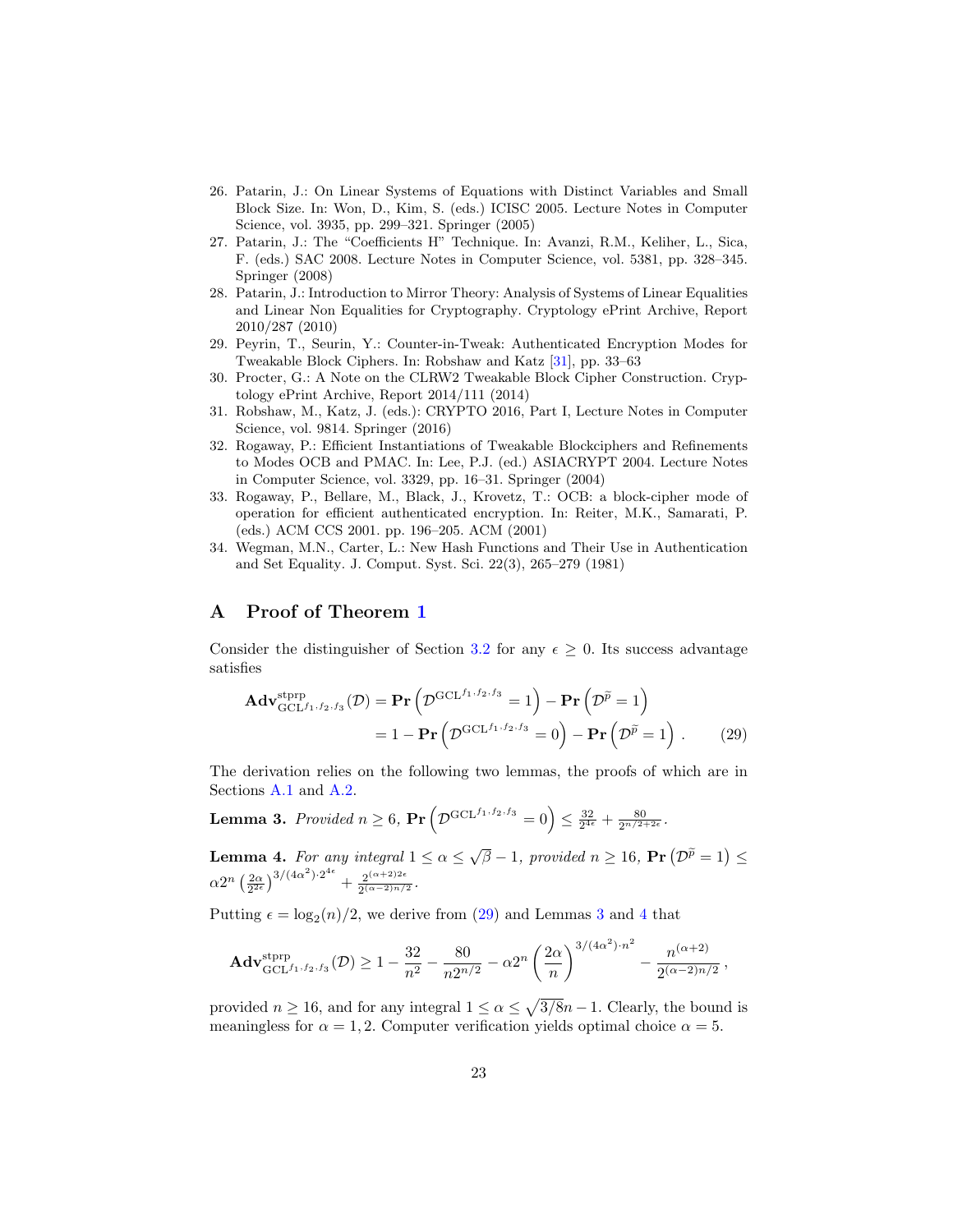26. Patarin, J.: On Linear Systems of Equations with Distinct Variables and Small Block Size. In: Won, D., Kim, S. (eds.) ICISC 2005. Lecture Notes in Computer Science, vol. 3935, pp. 299–321. Springer (2005)
27. Patarin, J.: The "Coefficients H" Technique. In: Avanzi, R.M., Keliher, L., Sica, F. (eds.) SAC 2008. Lecture Notes in Computer Science, vol. 5381, pp. 328–345. Springer (2008)
28. Patarin, J.: Introduction to Mirror Theory: Analysis of Systems of Linear Equalities and Linear Non Equalities for Cryptography. Cryptology ePrint Archive, Report 2010/287 (2010)
29. Peyrin, T., Seurin, Y.: Counter-in-Tweak: Authenticated Encryption Modes for Tweakable Block Ciphers. In: Robshaw and Katz [31], pp. 33–63
30. Procter, G.: A Note on the CLRW2 Tweakable Block Cipher Construction. Cryptology ePrint Archive, Report 2014/111 (2014)
31. Robshaw, M., Katz, J. (eds.): CRYPTO 2016, Part I, Lecture Notes in Computer Science, vol. 9814. Springer (2016)
32. Rogaway, P.: Efficient Instantiations of Tweakable Blockciphers and Refinements to Modes OCB and PMAC. In: Lee, P.J. (ed.) ASIACRYPT 2004. Lecture Notes in Computer Science, vol. 3329, pp. 16–31. Springer (2004)
33. Rogaway, P., Bellare, M., Black, J., Krovetz, T.: OCB: a block-cipher mode of operation for efficient authenticated encryption. In: Reiter, M.K., Samarati, P. (eds.) ACM CCS 2001. pp. 196–205. ACM (2001)
34. Wegman, M.N., Carter, L.: New Hash Functions and Their Use in Authentication and Set Equality. J. Comput. Syst. Sci. 22(3), 265–279 (1981)

## A Proof of Theorem 1

Consider the distinguisher of Section 3.2 for any $\epsilon \geq 0$. Its success advantage satisfies

$$\begin{aligned}\mathbf{Adv}^{\text{stprp}}_{\text{GCL}^{f_1 \cdot f_2 \cdot f_3}}(\mathcal{D}) &= \mathbf{Pr}\left(\mathcal{D}^{\text{GCL}^{f_1 \cdot f_2 \cdot f_3}} = 1\right) - \mathbf{Pr}\left(\mathcal{D}^{\widetilde{p}} = 1\right) \\ &= 1 - \mathbf{Pr}\left(\mathcal{D}^{\text{GCL}^{f_1 \cdot f_2 \cdot f_3}} = 0\right) - \mathbf{Pr}\left(\mathcal{D}^{\widetilde{p}} = 1\right) . \qquad (29)\end{aligned}$$

The derivation relies on the following two lemmas, the proofs of which are in Sections A.1 and A.2.

**Lemma 3.** *Provided* $n \geq 6$, $\mathbf{Pr}\left(\mathcal{D}^{\text{GCL}^{f_1 \cdot f_2 \cdot f_3}} = 0\right) \leq \frac{32}{2^{4\epsilon}} + \frac{80}{2^{n/2+2\epsilon}}$.

**Lemma 4.** *For any integral* $1 \leq \alpha \leq \sqrt{\beta} - 1$*, provided* $n \geq 16$, $\mathbf{Pr}\left(\mathcal{D}^{\widetilde{p}} = 1\right) \leq \alpha 2^n \left(\frac{2\alpha}{2^{2\epsilon}}\right)^{3/(4\alpha^2)\cdot 2^{4\epsilon}} + \frac{2^{(\alpha+2)2\epsilon}}{2^{(\alpha-2)n/2}}$.

Putting $\epsilon = \log_2(n)/2$, we derive from (29) and Lemmas 3 and 4 that

$$\mathbf{Adv}^{\text{stprp}}_{\text{GCL}^{f_1 \cdot f_2 \cdot f_3}}(\mathcal{D}) \geq 1 - \frac{32}{n^2} - \frac{80}{n2^{n/2}} - \alpha 2^n \left(\frac{2\alpha}{n}\right)^{3/(4\alpha^2)\cdot n^2} - \frac{n^{(\alpha+2)}}{2^{(\alpha-2)n/2}} ,$$

provided $n \geq 16$, and for any integral $1 \leq \alpha \leq \sqrt{3/8}n - 1$. Clearly, the bound is meaningless for $\alpha = 1, 2$. Computer verification yields optimal choice $\alpha = 5$.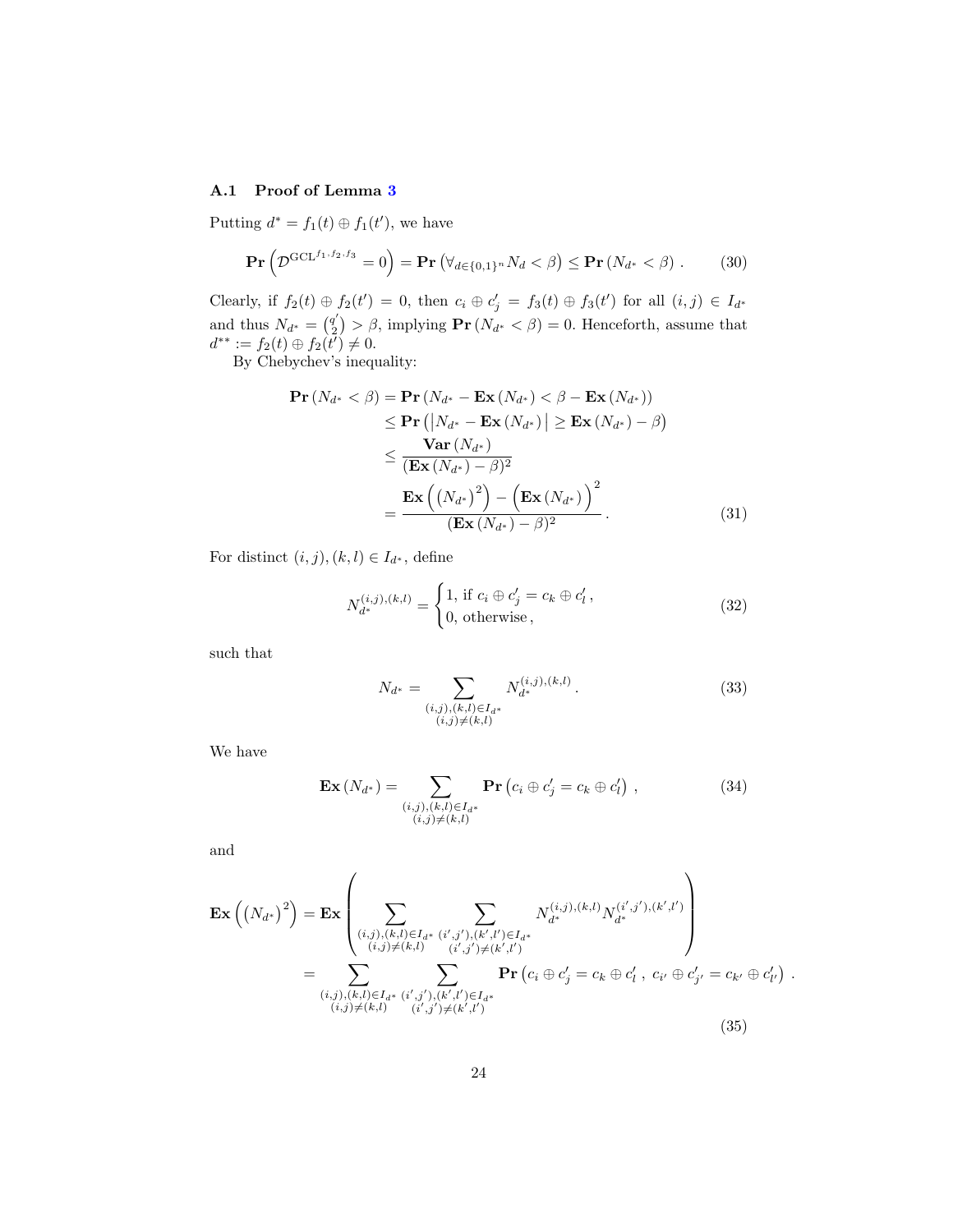### A.1 Proof of Lemma 3

Putting $d^* = f_1(t) \oplus f_1(t')$, we have

$$\mathbf{Pr}\left(\mathcal{D}^{\mathrm{GCL}^{f_1,f_2,f_3}} = 0\right) = \mathbf{Pr}\left(\forall_{d \in \{0,1\}^n} N_d < \beta\right) \leq \mathbf{Pr}\left(N_{d^*} < \beta\right) . \tag{30}$$

Clearly, if $f_2(t) \oplus f_2(t') = 0$, then $c_i \oplus c'_j = f_3(t) \oplus f_3(t')$ for all $(i,j) \in I_{d^*}$ and thus $N_{d^*} = \binom{q'}{2} > \beta$, implying $\mathbf{Pr}\left(N_{d^*} < \beta\right) = 0$. Henceforth, assume that $d^{**} := f_2(t) \oplus f_2(t') \neq 0$.

By Chebychev's inequality:

$$\begin{aligned}
\mathbf{Pr}\left(N_{d^*} < \beta\right) &= \mathbf{Pr}\left(N_{d^*} - \mathbf{Ex}\left(N_{d^*}\right) < \beta - \mathbf{Ex}\left(N_{d^*}\right)\right) \\
&\leq \mathbf{Pr}\left(\left|N_{d^*} - \mathbf{Ex}\left(N_{d^*}\right)\right| \geq \mathbf{Ex}\left(N_{d^*}\right) - \beta\right) \\
&\leq \frac{\mathbf{Var}\left(N_{d^*}\right)}{(\mathbf{Ex}\left(N_{d^*}\right) - \beta)^2} \\
&= \frac{\mathbf{Ex}\left(\left(N_{d^*}\right)^2\right) - \left(\mathbf{Ex}\left(N_{d^*}\right)\right)^2}{(\mathbf{Ex}\left(N_{d^*}\right) - \beta)^2} .
\end{aligned} \tag{31}$$

For distinct $(i,j),(k,l) \in I_{d^*}$, define

$$N_{d^*}^{(i,j),(k,l)} = \begin{cases} 1, \text{ if } c_i \oplus c'_j = c_k \oplus c'_l \,, \\ 0, \text{ otherwise} \,, \end{cases} \tag{32}$$

such that

$$N_{d^*} = \sum_{\substack{(i,j),(k,l) \in I_{d^*} \\ (i,j) \neq (k,l)}} N_{d^*}^{(i,j),(k,l)} . \tag{33}$$

We have

$$\mathbf{Ex}\left(N_{d^*}\right) = \sum_{\substack{(i,j),(k,l) \in I_{d^*} \\ (i,j) \neq (k,l)}} \mathbf{Pr}\left(c_i \oplus c'_j = c_k \oplus c'_l\right) , \tag{34}$$

and

$$\begin{aligned}
\mathbf{Ex}\left(\left(N_{d^*}\right)^2\right) &= \mathbf{Ex}\left(\sum_{\substack{(i,j),(k,l) \in I_{d^*} \\ (i,j) \neq (k,l)}} \sum_{\substack{(i',j'),(k',l') \in I_{d^*} \\ (i',j') \neq (k',l')}} N_{d^*}^{(i,j),(k,l)} N_{d^*}^{(i',j'),(k',l')}\right) \\
&= \sum_{\substack{(i,j),(k,l) \in I_{d^*} \\ (i,j) \neq (k,l)}} \sum_{\substack{(i',j'),(k',l') \in I_{d^*} \\ (i',j') \neq (k',l')}} \mathbf{Pr}\left(c_i \oplus c'_j = c_k \oplus c'_l \,,\; c_{i'} \oplus c'_{j'} = c_{k'} \oplus c'_{l'}\right) .
\end{aligned} \tag{35}$$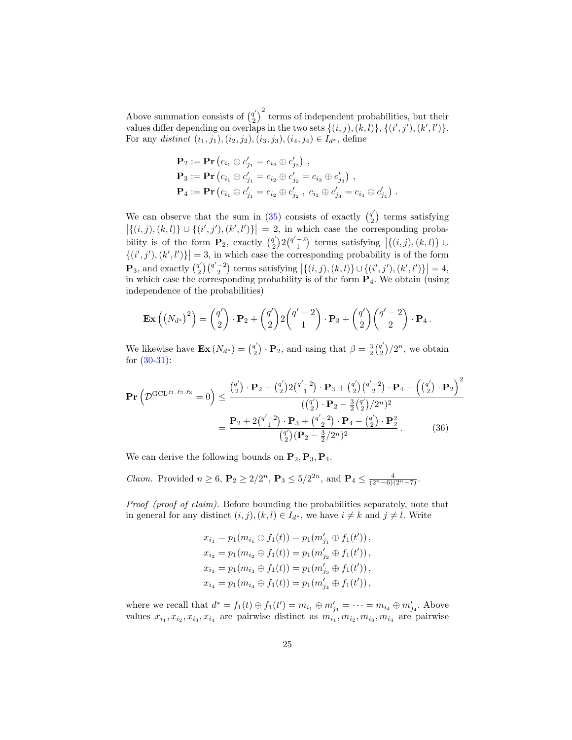Above summation consists of $\binom{q'}{2}^2$ terms of independent probabilities, but their values differ depending on overlaps in the two sets $\{(i,j),(k,l)\}$, $\{(i',j'),(k',l')\}$. For any *distinct* $(i_1,j_1),(i_2,j_2),(i_3,j_3),(i_4,j_4) \in I_{d^*}$, define

$$
\begin{aligned}
\mathbf{P}_2 &:= \mathbf{Pr}\left(c_{i_1} \oplus c'_{j_1} = c_{i_2} \oplus c'_{j_2}\right) , \\
\mathbf{P}_3 &:= \mathbf{Pr}\left(c_{i_1} \oplus c'_{j_1} = c_{i_2} \oplus c'_{j_2} = c_{i_3} \oplus c'_{j_3}\right) , \\
\mathbf{P}_4 &:= \mathbf{Pr}\left(c_{i_1} \oplus c'_{j_1} = c_{i_2} \oplus c'_{j_2} \, , \; c_{i_3} \oplus c'_{j_3} = c_{i_4} \oplus c'_{j_4}\right) .
\end{aligned}
$$

We can observe that the sum in (35) consists of exactly $\binom{q'}{2}$ terms satisfying $\left|\{(i,j),(k,l)\} \cup \{(i',j'),(k',l')\}\right| = 2$, in which case the corresponding probability is of the form $\mathbf{P}_2$, exactly $\binom{q'}{2}2\binom{q'-2}{1}$ terms satisfying $\left|\{(i,j),(k,l)\} \cup \{(i',j'),(k',l')\}\right| = 3$, in which case the corresponding probability is of the form $\mathbf{P}_3$, and exactly $\binom{q'}{2}\binom{q'-2}{2}$ terms satisfying $\left|\{(i,j),(k,l)\} \cup \{(i',j'),(k',l')\}\right| = 4$, in which case the corresponding probability is of the form $\mathbf{P}_4$. We obtain (using independence of the probabilities)

$$
\mathbf{Ex}\left(\left(N_{d^*}\right)^2\right) = \binom{q'}{2} \cdot \mathbf{P}_2 + \binom{q'}{2} 2 \binom{q'-2}{1} \cdot \mathbf{P}_3 + \binom{q'}{2}\binom{q'-2}{2} \cdot \mathbf{P}_4 \, .
$$

We likewise have $\mathbf{Ex}\left(N_{d^*}\right) = \binom{q'}{2} \cdot \mathbf{P}_2$, and using that $\beta = \frac{3}{2}\binom{q'}{2}/2^n$, we obtain for (30-31):

$$
\begin{aligned}
\mathbf{Pr}\left(\mathcal{D}^{\mathrm{GCL}^{f_1,f_2,f_3}} = 0\right) &\leq \frac{\binom{q'}{2} \cdot \mathbf{P}_2 + \binom{q'}{2}2\binom{q'-2}{1} \cdot \mathbf{P}_3 + \binom{q'}{2}\binom{q'-2}{2} \cdot \mathbf{P}_4 - \left(\binom{q'}{2} \cdot \mathbf{P}_2\right)^2}{(\binom{q'}{2} \cdot \mathbf{P}_2 - \frac{3}{2}\binom{q'}{2}/2^n)^2} \\
&= \frac{\mathbf{P}_2 + 2\binom{q'-2}{1} \cdot \mathbf{P}_3 + \binom{q'-2}{2} \cdot \mathbf{P}_4 - \binom{q'}{2} \cdot \mathbf{P}_2^2}{\binom{q'}{2}(\mathbf{P}_2 - \frac{3}{2}/2^n)^2} \, . \qquad (36)
\end{aligned}
$$

We can derive the following bounds on $\mathbf{P}_2, \mathbf{P}_3, \mathbf{P}_4$.

*Claim.* Provided $n \geq 6$, $\mathbf{P}_2 \geq 2/2^n$, $\mathbf{P}_3 \leq 5/2^{2n}$, and $\mathbf{P}_4 \leq \frac{4}{(2^n-6)(2^n-7)}$.

*Proof (proof of claim).* Before bounding the probabilities separately, note that in general for any distinct $(i,j),(k,l) \in I_{d^*}$, we have $i \neq k$ and $j \neq l$. Write

$$
\begin{aligned}
x_{i_1} &= p_1(m_{i_1} \oplus f_1(t)) = p_1(m'_{j_1} \oplus f_1(t')) \, , \\
x_{i_2} &= p_1(m_{i_2} \oplus f_1(t)) = p_1(m'_{j_2} \oplus f_1(t')) \, , \\
x_{i_3} &= p_1(m_{i_3} \oplus f_1(t)) = p_1(m'_{j_3} \oplus f_1(t')) \, , \\
x_{i_4} &= p_1(m_{i_4} \oplus f_1(t)) = p_1(m'_{j_4} \oplus f_1(t')) \, ,
\end{aligned}
$$

where we recall that $d^* = f_1(t) \oplus f_1(t') = m_{i_1} \oplus m'_{j_1} = \cdots = m_{i_4} \oplus m'_{j_4}$. Above values $x_{i_1}, x_{i_2}, x_{i_3}, x_{i_4}$ are pairwise distinct as $m_{i_1}, m_{i_2}, m_{i_3}, m_{i_4}$ are pairwise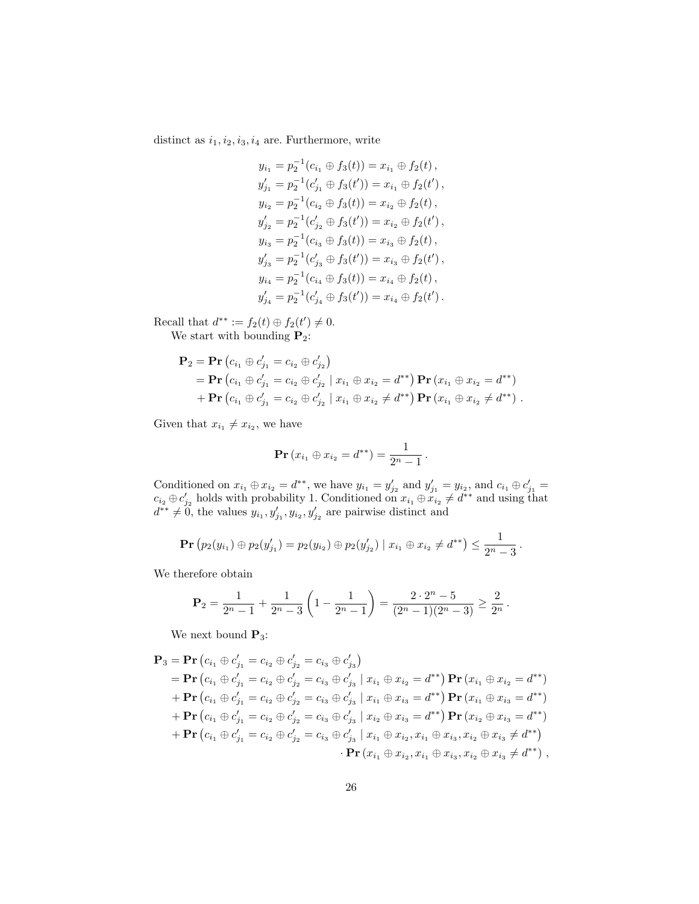distinct as $i_1, i_2, i_3, i_4$ are. Furthermore, write

$$
\begin{aligned}
y_{i_1} &= p_2^{-1}(c_{i_1} \oplus f_3(t)) = x_{i_1} \oplus f_2(t)\,, \\
y'_{j_1} &= p_2^{-1}(c'_{j_1} \oplus f_3(t')) = x_{i_1} \oplus f_2(t')\,, \\
y_{i_2} &= p_2^{-1}(c_{i_2} \oplus f_3(t)) = x_{i_2} \oplus f_2(t)\,, \\
y'_{j_2} &= p_2^{-1}(c'_{j_2} \oplus f_3(t')) = x_{i_2} \oplus f_2(t')\,, \\
y_{i_3} &= p_2^{-1}(c_{i_3} \oplus f_3(t)) = x_{i_3} \oplus f_2(t)\,, \\
y'_{j_3} &= p_2^{-1}(c'_{j_3} \oplus f_3(t')) = x_{i_3} \oplus f_2(t')\,, \\
y_{i_4} &= p_2^{-1}(c_{i_4} \oplus f_3(t)) = x_{i_4} \oplus f_2(t)\,, \\
y'_{j_4} &= p_2^{-1}(c'_{j_4} \oplus f_3(t')) = x_{i_4} \oplus f_2(t')\,.
\end{aligned}
$$

Recall that $d^{**} := f_2(t) \oplus f_2(t') \neq 0$.

We start with bounding $\mathbf{P}_2$:

$$
\begin{aligned}
\mathbf{P}_2 &= \mathbf{Pr}\left(c_{i_1} \oplus c'_{j_1} = c_{i_2} \oplus c'_{j_2}\right) \\
&= \mathbf{Pr}\left(c_{i_1} \oplus c'_{j_1} = c_{i_2} \oplus c'_{j_2} \mid x_{i_1} \oplus x_{i_2} = d^{**}\right) \mathbf{Pr}\left(x_{i_1} \oplus x_{i_2} = d^{**}\right) \\
&\quad + \mathbf{Pr}\left(c_{i_1} \oplus c'_{j_1} = c_{i_2} \oplus c'_{j_2} \mid x_{i_1} \oplus x_{i_2} \neq d^{**}\right) \mathbf{Pr}\left(x_{i_1} \oplus x_{i_2} \neq d^{**}\right)\,.
\end{aligned}
$$

Given that $x_{i_1} \neq x_{i_2}$, we have

$$
\mathbf{Pr}\left(x_{i_1} \oplus x_{i_2} = d^{**}\right) = \frac{1}{2^n - 1}\,.
$$

Conditioned on $x_{i_1} \oplus x_{i_2} = d^{**}$, we have $y_{i_1} = y'_{j_2}$ and $y'_{j_1} = y_{i_2}$, and $c_{i_1} \oplus c'_{j_1} = c_{i_2} \oplus c'_{j_2}$ holds with probability 1. Conditioned on $x_{i_1} \oplus x_{i_2} \neq d^{**}$ and using that $d^{**} \neq 0$, the values $y_{i_1}, y'_{j_1}, y_{i_2}, y'_{j_2}$ are pairwise distinct and

$$
\mathbf{Pr}\left(p_2(y_{i_1}) \oplus p_2(y'_{j_1}) = p_2(y_{i_2}) \oplus p_2(y'_{j_2}) \mid x_{i_1} \oplus x_{i_2} \neq d^{**}\right) \leq \frac{1}{2^n - 3}\,.
$$

We therefore obtain

$$
\mathbf{P}_2 = \frac{1}{2^n - 1} + \frac{1}{2^n - 3}\left(1 - \frac{1}{2^n - 1}\right) = \frac{2 \cdot 2^n - 5}{(2^n - 1)(2^n - 3)} \geq \frac{2}{2^n}\,.
$$

We next bound $\mathbf{P}_3$:

$$
\begin{aligned}
\mathbf{P}_3 &= \mathbf{Pr}\left(c_{i_1} \oplus c'_{j_1} = c_{i_2} \oplus c'_{j_2} = c_{i_3} \oplus c'_{j_3}\right) \\
&= \mathbf{Pr}\left(c_{i_1} \oplus c'_{j_1} = c_{i_2} \oplus c'_{j_2} = c_{i_3} \oplus c'_{j_3} \mid x_{i_1} \oplus x_{i_2} = d^{**}\right) \mathbf{Pr}\left(x_{i_1} \oplus x_{i_2} = d^{**}\right) \\
&\quad + \mathbf{Pr}\left(c_{i_1} \oplus c'_{j_1} = c_{i_2} \oplus c'_{j_2} = c_{i_3} \oplus c'_{j_3} \mid x_{i_1} \oplus x_{i_3} = d^{**}\right) \mathbf{Pr}\left(x_{i_1} \oplus x_{i_3} = d^{**}\right) \\
&\quad + \mathbf{Pr}\left(c_{i_1} \oplus c'_{j_1} = c_{i_2} \oplus c'_{j_2} = c_{i_3} \oplus c'_{j_3} \mid x_{i_2} \oplus x_{i_3} = d^{**}\right) \mathbf{Pr}\left(x_{i_2} \oplus x_{i_3} = d^{**}\right) \\
&\quad + \mathbf{Pr}\left(c_{i_1} \oplus c'_{j_1} = c_{i_2} \oplus c'_{j_2} = c_{i_3} \oplus c'_{j_3} \mid x_{i_1} \oplus x_{i_2}, x_{i_1} \oplus x_{i_3}, x_{i_2} \oplus x_{i_3} \neq d^{**}\right) \\
&\qquad\qquad \cdot \mathbf{Pr}\left(x_{i_1} \oplus x_{i_2}, x_{i_1} \oplus x_{i_3}, x_{i_2} \oplus x_{i_3} \neq d^{**}\right)\,,
\end{aligned}
$$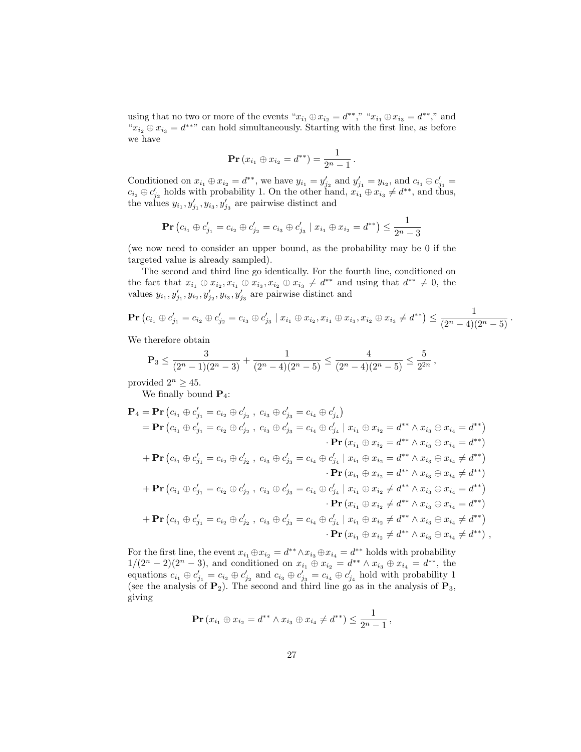using that no two or more of the events "$x_{i_1} \oplus x_{i_2} = d^{**}$," "$x_{i_1} \oplus x_{i_3} = d^{**}$," and "$x_{i_2} \oplus x_{i_3} = d^{**}$" can hold simultaneously. Starting with the first line, as before we have

$$\mathbf{Pr}\left(x_{i_1} \oplus x_{i_2} = d^{**}\right) = \frac{1}{2^n - 1}\,.$$

Conditioned on $x_{i_1} \oplus x_{i_2} = d^{**}$, we have $y_{i_1} = y'_{j_2}$ and $y'_{j_1} = y_{i_2}$, and $c_{i_1} \oplus c'_{j_1} = c_{i_2} \oplus c'_{j_2}$ holds with probability 1. On the other hand, $x_{i_1} \oplus x_{i_3} \neq d^{**}$, and thus, the values $y_{i_1}, y'_{j_1}, y_{i_3}, y'_{j_3}$ are pairwise distinct and

$$\mathbf{Pr}\left(c_{i_1} \oplus c'_{j_1} = c_{i_2} \oplus c'_{j_2} = c_{i_3} \oplus c'_{j_3} \mid x_{i_1} \oplus x_{i_2} = d^{**}\right) \leq \frac{1}{2^n - 3}$$

(we now need to consider an upper bound, as the probability may be 0 if the targeted value is already sampled).

The second and third line go identically. For the fourth line, conditioned on the fact that $x_{i_1} \oplus x_{i_2}, x_{i_1} \oplus x_{i_3}, x_{i_2} \oplus x_{i_3} \neq d^{**}$ and using that $d^{**} \neq 0$, the values $y_{i_1}, y'_{j_1}, y_{i_2}, y'_{j_2}, y_{i_3}, y'_{j_3}$ are pairwise distinct and

$$\mathbf{Pr}\left(c_{i_1} \oplus c'_{j_1} = c_{i_2} \oplus c'_{j_2} = c_{i_3} \oplus c'_{j_3} \mid x_{i_1} \oplus x_{i_2}, x_{i_1} \oplus x_{i_3}, x_{i_2} \oplus x_{i_3} \neq d^{**}\right) \leq \frac{1}{(2^n - 4)(2^n - 5)}\,.$$

We therefore obtain

$$\mathbf{P}_3 \leq \frac{3}{(2^n - 1)(2^n - 3)} + \frac{1}{(2^n - 4)(2^n - 5)} \leq \frac{4}{(2^n - 4)(2^n - 5)} \leq \frac{5}{2^{2n}}\,,$$

provided $2^n \geq 45$.

We finally bound $\mathbf{P}_4$:

$$\begin{aligned}
\mathbf{P}_4 &= \mathbf{Pr}\left(c_{i_1} \oplus c'_{j_1} = c_{i_2} \oplus c'_{j_2}\,,\ c_{i_3} \oplus c'_{j_3} = c_{i_4} \oplus c'_{j_4}\right) \\
&= \mathbf{Pr}\left(c_{i_1} \oplus c'_{j_1} = c_{i_2} \oplus c'_{j_2}\,,\ c_{i_3} \oplus c'_{j_3} = c_{i_4} \oplus c'_{j_4} \mid x_{i_1} \oplus x_{i_2} = d^{**} \wedge x_{i_3} \oplus x_{i_4} = d^{**}\right) \\
&\qquad \cdot \mathbf{Pr}\left(x_{i_1} \oplus x_{i_2} = d^{**} \wedge x_{i_3} \oplus x_{i_4} = d^{**}\right) \\
&\quad + \mathbf{Pr}\left(c_{i_1} \oplus c'_{j_1} = c_{i_2} \oplus c'_{j_2}\,,\ c_{i_3} \oplus c'_{j_3} = c_{i_4} \oplus c'_{j_4} \mid x_{i_1} \oplus x_{i_2} = d^{**} \wedge x_{i_3} \oplus x_{i_4} \neq d^{**}\right) \\
&\qquad \cdot \mathbf{Pr}\left(x_{i_1} \oplus x_{i_2} = d^{**} \wedge x_{i_3} \oplus x_{i_4} \neq d^{**}\right) \\
&\quad + \mathbf{Pr}\left(c_{i_1} \oplus c'_{j_1} = c_{i_2} \oplus c'_{j_2}\,,\ c_{i_3} \oplus c'_{j_3} = c_{i_4} \oplus c'_{j_4} \mid x_{i_1} \oplus x_{i_2} \neq d^{**} \wedge x_{i_3} \oplus x_{i_4} = d^{**}\right) \\
&\qquad \cdot \mathbf{Pr}\left(x_{i_1} \oplus x_{i_2} \neq d^{**} \wedge x_{i_3} \oplus x_{i_4} = d^{**}\right) \\
&\quad + \mathbf{Pr}\left(c_{i_1} \oplus c'_{j_1} = c_{i_2} \oplus c'_{j_2}\,,\ c_{i_3} \oplus c'_{j_3} = c_{i_4} \oplus c'_{j_4} \mid x_{i_1} \oplus x_{i_2} \neq d^{**} \wedge x_{i_3} \oplus x_{i_4} \neq d^{**}\right) \\
&\qquad \cdot \mathbf{Pr}\left(x_{i_1} \oplus x_{i_2} \neq d^{**} \wedge x_{i_3} \oplus x_{i_4} \neq d^{**}\right)\,,
\end{aligned}$$

For the first line, the event $x_{i_1} \oplus x_{i_2} = d^{**} \wedge x_{i_3} \oplus x_{i_4} = d^{**}$ holds with probability $1/(2^n - 2)(2^n - 3)$, and conditioned on $x_{i_1} \oplus x_{i_2} = d^{**} \wedge x_{i_3} \oplus x_{i_4} = d^{**}$, the equations $c_{i_1} \oplus c'_{j_1} = c_{i_2} \oplus c'_{j_2}$ and $c_{i_3} \oplus c'_{j_3} = c_{i_4} \oplus c'_{j_4}$ hold with probability 1 (see the analysis of $\mathbf{P}_2$). The second and third line go as in the analysis of $\mathbf{P}_3$, giving

$$\mathbf{Pr}\left(x_{i_1} \oplus x_{i_2} = d^{**} \wedge x_{i_3} \oplus x_{i_4} \neq d^{**}\right) \leq \frac{1}{2^n - 1}\,,$$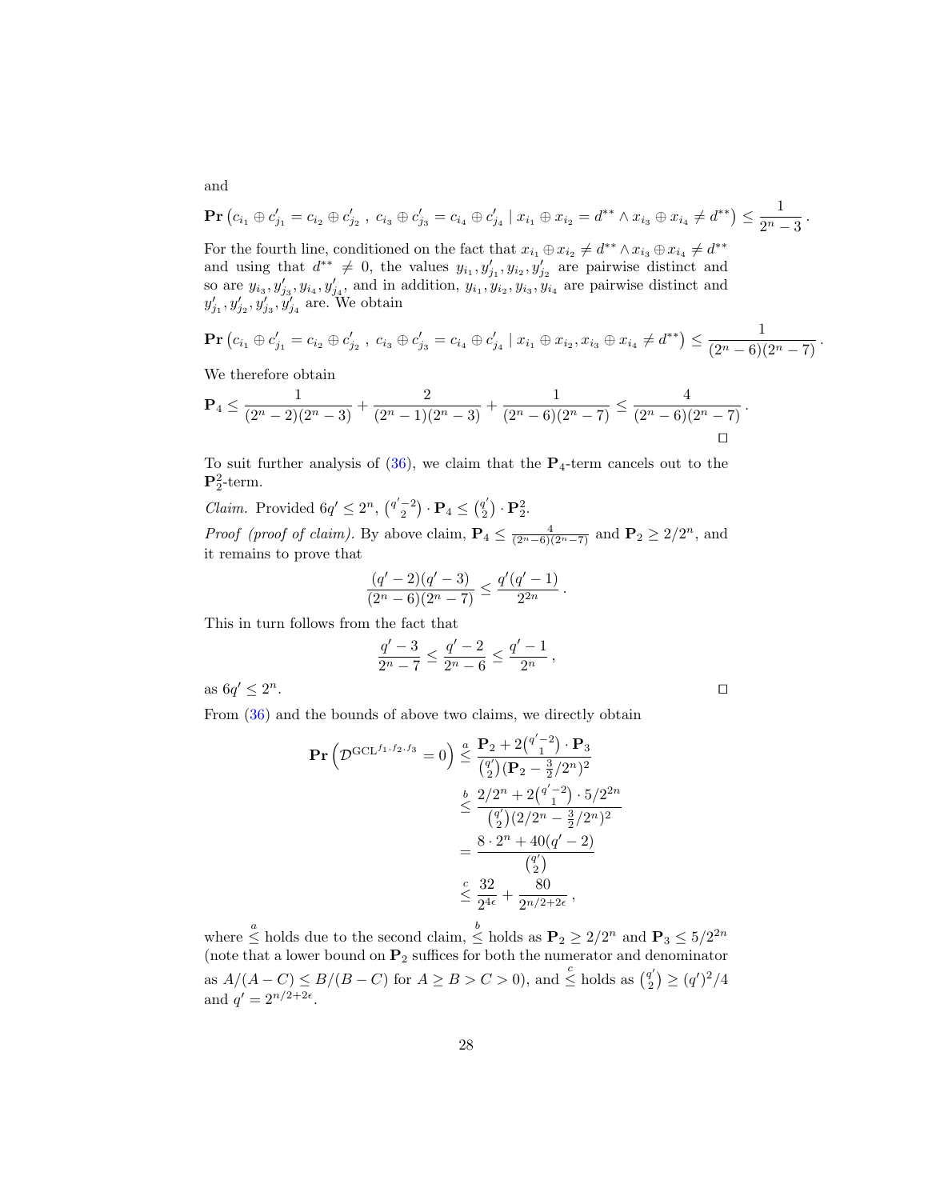and

$$\mathbf{Pr}\left(c_{i_1} \oplus c'_{j_1} = c_{i_2} \oplus c'_{j_2}\ ,\ c_{i_3} \oplus c'_{j_3} = c_{i_4} \oplus c'_{j_4} \mid x_{i_1} \oplus x_{i_2} = d^{**} \wedge x_{i_3} \oplus x_{i_4} \neq d^{**}\right) \leq \frac{1}{2^n - 3}\,.$$

For the fourth line, conditioned on the fact that $x_{i_1} \oplus x_{i_2} \neq d^{**} \wedge x_{i_3} \oplus x_{i_4} \neq d^{**}$ and using that $d^{**} \neq 0$, the values $y_{i_1}, y'_{j_1}, y_{i_2}, y'_{j_2}$ are pairwise distinct and so are $y_{i_3}, y'_{j_3}, y_{i_4}, y'_{j_4}$, and in addition, $y_{i_1}, y_{i_2}, y_{i_3}, y_{i_4}$ are pairwise distinct and $y'_{j_1}, y'_{j_2}, y'_{j_3}, y'_{j_4}$ are. We obtain

$$\mathbf{Pr}\left(c_{i_1} \oplus c'_{j_1} = c_{i_2} \oplus c'_{j_2}\ ,\ c_{i_3} \oplus c'_{j_3} = c_{i_4} \oplus c'_{j_4} \mid x_{i_1} \oplus x_{i_2}, x_{i_3} \oplus x_{i_4} \neq d^{**}\right) \leq \frac{1}{(2^n - 6)(2^n - 7)}\,.$$

We therefore obtain

$$\mathbf{P}_4 \leq \frac{1}{(2^n-2)(2^n-3)} + \frac{2}{(2^n-1)(2^n-3)} + \frac{1}{(2^n-6)(2^n-7)} \leq \frac{4}{(2^n-6)(2^n-7)}\,.$$

□

To suit further analysis of (36), we claim that the $\mathbf{P}_4$-term cancels out to the $\mathbf{P}_2^2$-term.

*Claim.* Provided $6q' \leq 2^n$, $\binom{q'-2}{2} \cdot \mathbf{P}_4 \leq \binom{q'}{2} \cdot \mathbf{P}_2^2$.

*Proof (proof of claim).* By above claim, $\mathbf{P}_4 \leq \frac{4}{(2^n-6)(2^n-7)}$ and $\mathbf{P}_2 \geq 2/2^n$, and it remains to prove that

$$\frac{(q'-2)(q'-3)}{(2^n-6)(2^n-7)} \leq \frac{q'(q'-1)}{2^{2n}}\,.$$

This in turn follows from the fact that

$$\frac{q'-3}{2^n-7} \leq \frac{q'-2}{2^n-6} \leq \frac{q'-1}{2^n}\,,$$

as $6q' \leq 2^n$. □

From (36) and the bounds of above two claims, we directly obtain

$$\begin{aligned}
\mathbf{Pr}\left(\mathcal{D}^{\mathrm{GCL}^{f_1,f_2,f_3}} = 0\right) &\overset{a}{\leq} \frac{\mathbf{P}_2 + 2\binom{q'-2}{1}\cdot \mathbf{P}_3}{\binom{q'}{2}(\mathbf{P}_2 - \frac{3}{2}/2^n)^2} \\
&\overset{b}{\leq} \frac{2/2^n + 2\binom{q'-2}{1}\cdot 5/2^{2n}}{\binom{q'}{2}(2/2^n - \frac{3}{2}/2^n)^2} \\
&= \frac{8\cdot 2^n + 40(q'-2)}{\binom{q'}{2}} \\
&\overset{c}{\leq} \frac{32}{2^{4\epsilon}} + \frac{80}{2^{n/2+2\epsilon}}\,,
\end{aligned}$$

where $\overset{a}{\leq}$ holds due to the second claim, $\overset{b}{\leq}$ holds as $\mathbf{P}_2 \geq 2/2^n$ and $\mathbf{P}_3 \leq 5/2^{2n}$ (note that a lower bound on $\mathbf{P}_2$ suffices for both the numerator and denominator as $A/(A-C) \leq B/(B-C)$ for $A \geq B > C > 0$), and $\overset{c}{\leq}$ holds as $\binom{q'}{2} \geq (q')^2/4$ and $q' = 2^{n/2+2\epsilon}$.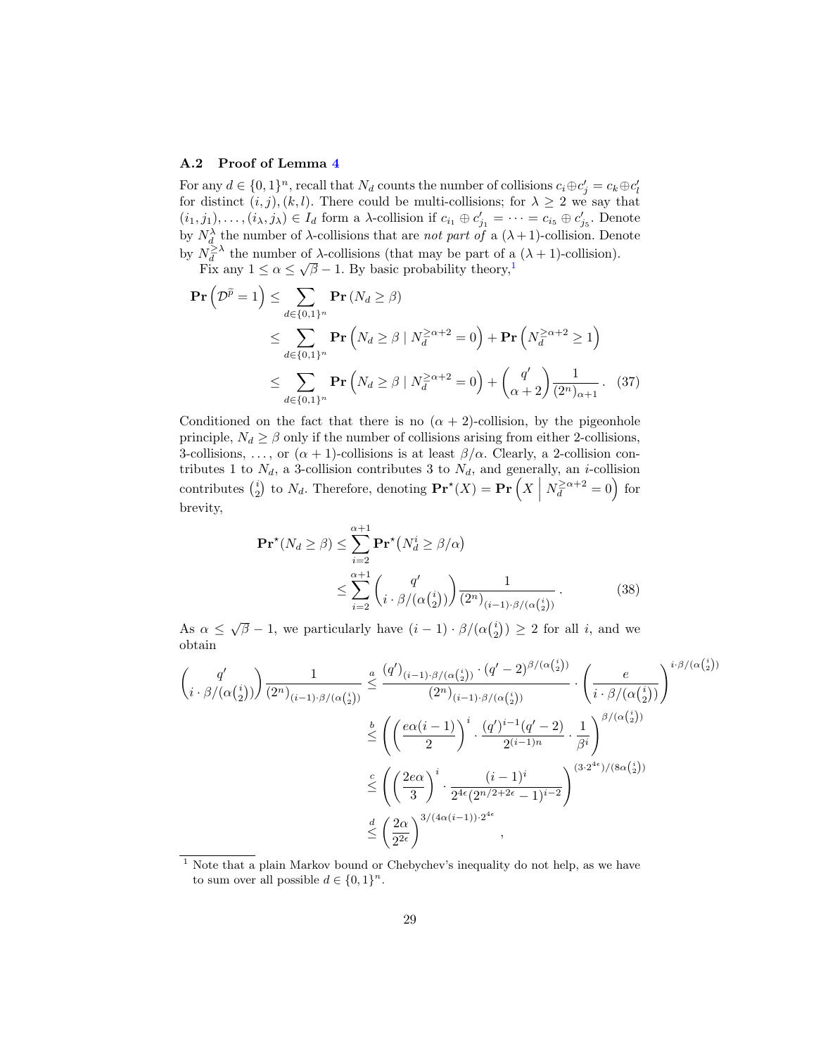### A.2 Proof of Lemma 4

For any $d \in \{0,1\}^n$, recall that $N_d$ counts the number of collisions $c_i \oplus c'_j = c_k \oplus c'_l$ for distinct $(i,j),(k,l)$. There could be multi-collisions; for $\lambda \geq 2$ we say that $(i_1,j_1),\dots,(i_\lambda,j_\lambda) \in I_d$ form a $\lambda$-collision if $c_{i_1} \oplus c'_{j_1} = \cdots = c_{i_5} \oplus c'_{j_5}$. Denote by $N_d^\lambda$ the number of $\lambda$-collisions that are *not part of* a $(\lambda+1)$-collision. Denote by $N_d^{\geq\lambda}$ the number of $\lambda$-collisions (that may be part of a $(\lambda+1)$-collision).

Fix any $1 \leq \alpha \leq \sqrt{\beta} - 1$. By basic probability theory,[1]

$$
\begin{aligned}
\mathbf{Pr}\left(\mathcal{D}^{\widetilde{p}} = 1\right) &\leq \sum_{d \in \{0,1\}^n} \mathbf{Pr}\left(N_d \geq \beta\right) \\
&\leq \sum_{d \in \{0,1\}^n} \mathbf{Pr}\left(N_d \geq \beta \mid N_d^{\geq \alpha+2} = 0\right) + \mathbf{Pr}\left(N_d^{\geq \alpha+2} \geq 1\right) \\
&\leq \sum_{d \in \{0,1\}^n} \mathbf{Pr}\left(N_d \geq \beta \mid N_d^{\geq \alpha+2} = 0\right) + \binom{q'}{\alpha+2} \frac{1}{(2^n)_{\alpha+1}}. \quad (37)
\end{aligned}
$$

Conditioned on the fact that there is no $(\alpha+2)$-collision, by the pigeonhole principle, $N_d \geq \beta$ only if the number of collisions arising from either 2-collisions, 3-collisions, ..., or $(\alpha+1)$-collisions is at least $\beta/\alpha$. Clearly, a 2-collision contributes 1 to $N_d$, a 3-collision contributes 3 to $N_d$, and generally, an $i$-collision contributes $\binom{i}{2}$ to $N_d$. Therefore, denoting $\mathbf{Pr}^\star(X) = \mathbf{Pr}\left(X \;\middle|\; N_d^{\geq \alpha+2} = 0\right)$ for brevity,

$$
\begin{aligned}
\mathbf{Pr}^\star(N_d \geq \beta) &\leq \sum_{i=2}^{\alpha+1} \mathbf{Pr}^\star\left(N_d^i \geq \beta/\alpha\right) \\
&\leq \sum_{i=2}^{\alpha+1} \binom{q'}{i \cdot \beta/(\alpha\binom{i}{2})} \frac{1}{(2^n)_{(i-1)\cdot\beta/(\alpha\binom{i}{2})}}. \quad (38)
\end{aligned}
$$

As $\alpha \leq \sqrt{\beta} - 1$, we particularly have $(i-1) \cdot \beta/(\alpha\binom{i}{2}) \geq 2$ for all $i$, and we obtain

$$
\begin{aligned}
\binom{q'}{i \cdot \beta/(\alpha\binom{i}{2})} \frac{1}{(2^n)_{(i-1)\cdot\beta/(\alpha\binom{i}{2})}} &\overset{a}{\leq} \frac{(q')_{(i-1)\cdot\beta/(\alpha\binom{i}{2})} \cdot (q'-2)^{\beta/(\alpha\binom{i}{2})}}{(2^n)_{(i-1)\cdot\beta/(\alpha\binom{i}{2})}} \cdot \left(\frac{e}{i \cdot \beta/(\alpha\binom{i}{2})}\right)^{i\cdot\beta/(\alpha\binom{i}{2})} \\
&\overset{b}{\leq} \left(\left(\frac{e\alpha(i-1)}{2}\right)^i \cdot \frac{(q')^{i-1}(q'-2)}{2^{(i-1)n}} \cdot \frac{1}{\beta^i}\right)^{\beta/(\alpha\binom{i}{2})} \\
&\overset{c}{\leq} \left(\left(\frac{2e\alpha}{3}\right)^i \cdot \frac{(i-1)^i}{2^{4\epsilon}(2^{n/2+2\epsilon}-1)^{i-2}}\right)^{(3\cdot 2^{4\epsilon})/(8\alpha\binom{i}{2})} \\
&\overset{d}{\leq} \left(\frac{2\alpha}{2^{2\epsilon}}\right)^{3/(4\alpha(i-1))\cdot 2^{4\epsilon}},
\end{aligned}
$$

[1] Note that a plain Markov bound or Chebychev's inequality do not help, as we have to sum over all possible $d \in \{0,1\}^n$.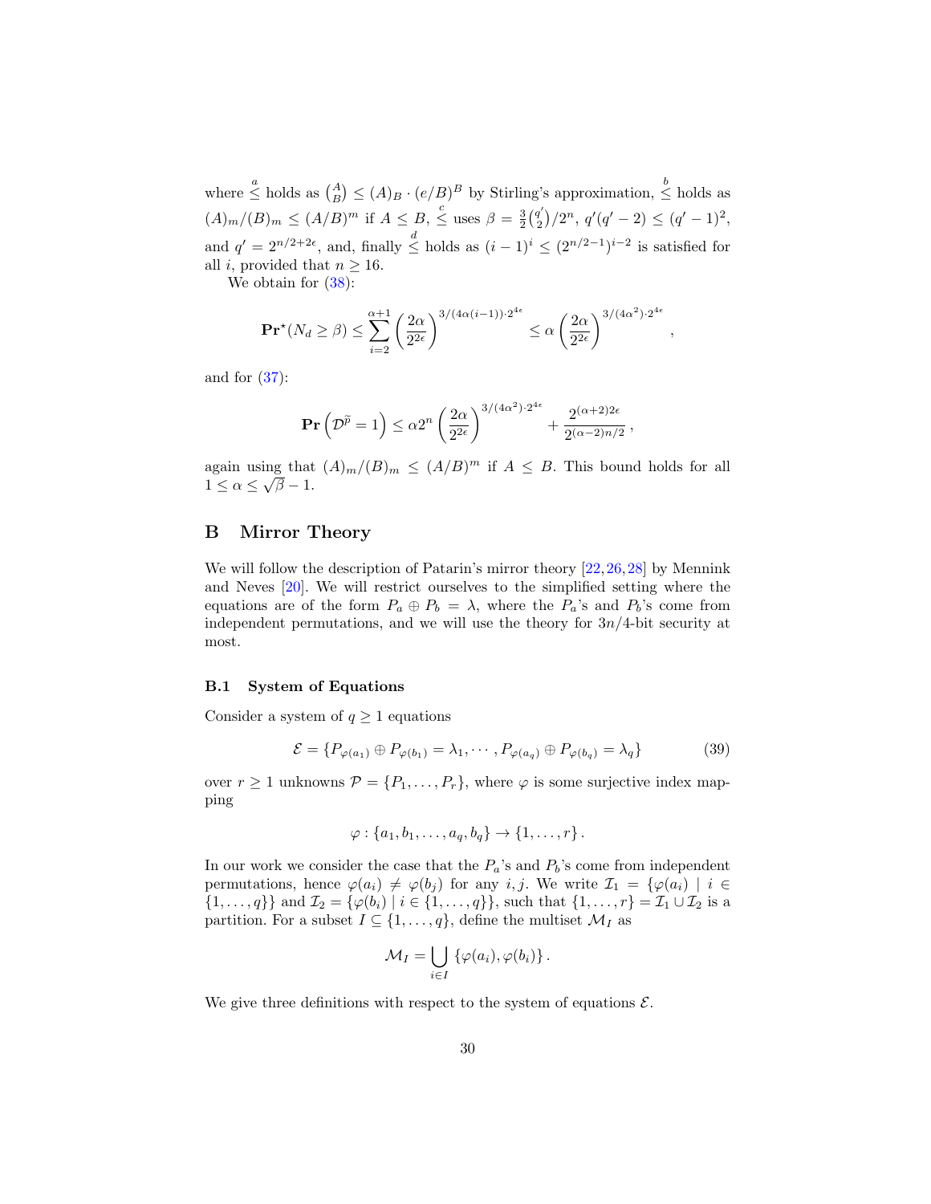where $\overset{a}{\leq}$ holds as $\binom{A}{B} \leq (A)_B \cdot (e/B)^B$ by Stirling's approximation, $\overset{b}{\leq}$ holds as $(A)_m/(B)_m \leq (A/B)^m$ if $A \leq B$, $\overset{c}{\leq}$ uses $\beta = \frac{3}{2}\binom{q'}{2}/2^n$, $q'(q'-2) \leq (q'-1)^2$, and $q' = 2^{n/2+2\epsilon}$, and, finally $\overset{d}{\leq}$ holds as $(i-1)^i \leq (2^{n/2-1})^{i-2}$ is satisfied for all $i$, provided that $n \geq 16$.

We obtain for (38):

$$\mathbf{Pr}^{\star}(N_d \geq \beta) \leq \sum_{i=2}^{\alpha+1} \left(\frac{2\alpha}{2^{2\epsilon}}\right)^{3/(4\alpha(i-1))\cdot 2^{4\epsilon}} \leq \alpha \left(\frac{2\alpha}{2^{2\epsilon}}\right)^{3/(4\alpha^2)\cdot 2^{4\epsilon}},$$

and for (37):

$$\mathbf{Pr}\left(\mathcal{D}^{\widetilde{p}} = 1\right) \leq \alpha 2^n \left(\frac{2\alpha}{2^{2\epsilon}}\right)^{3/(4\alpha^2)\cdot 2^{4\epsilon}} + \frac{2^{(\alpha+2)2\epsilon}}{2^{(\alpha-2)n/2}},$$

again using that $(A)_m/(B)_m \leq (A/B)^m$ if $A \leq B$. This bound holds for all $1 \leq \alpha \leq \sqrt{\beta} - 1$.

## B Mirror Theory

We will follow the description of Patarin's mirror theory [22,26,28] by Mennink and Neves [20]. We will restrict ourselves to the simplified setting where the equations are of the form $P_a \oplus P_b = \lambda$, where the $P_a$'s and $P_b$'s come from independent permutations, and we will use the theory for $3n/4$-bit security at most.

### B.1 System of Equations

Consider a system of $q \geq 1$ equations

$$\mathcal{E} = \{P_{\varphi(a_1)} \oplus P_{\varphi(b_1)} = \lambda_1, \cdots, P_{\varphi(a_q)} \oplus P_{\varphi(b_q)} = \lambda_q\} \tag{39}$$

over $r \geq 1$ unknowns $\mathcal{P} = \{P_1, \ldots, P_r\}$, where $\varphi$ is some surjective index mapping

$$\varphi : \{a_1, b_1, \ldots, a_q, b_q\} \to \{1, \ldots, r\}.$$

In our work we consider the case that the $P_a$'s and $P_b$'s come from independent permutations, hence $\varphi(a_i) \neq \varphi(b_j)$ for any $i, j$. We write $\mathcal{I}_1 = \{\varphi(a_i) \mid i \in \{1, \ldots, q\}\}$ and $\mathcal{I}_2 = \{\varphi(b_i) \mid i \in \{1, \ldots, q\}\}$, such that $\{1, \ldots, r\} = \mathcal{I}_1 \cup \mathcal{I}_2$ is a partition. For a subset $I \subseteq \{1, \ldots, q\}$, define the multiset $\mathcal{M}_I$ as

$$\mathcal{M}_I = \bigcup_{i \in I} \{\varphi(a_i), \varphi(b_i)\}.$$

We give three definitions with respect to the system of equations $\mathcal{E}$.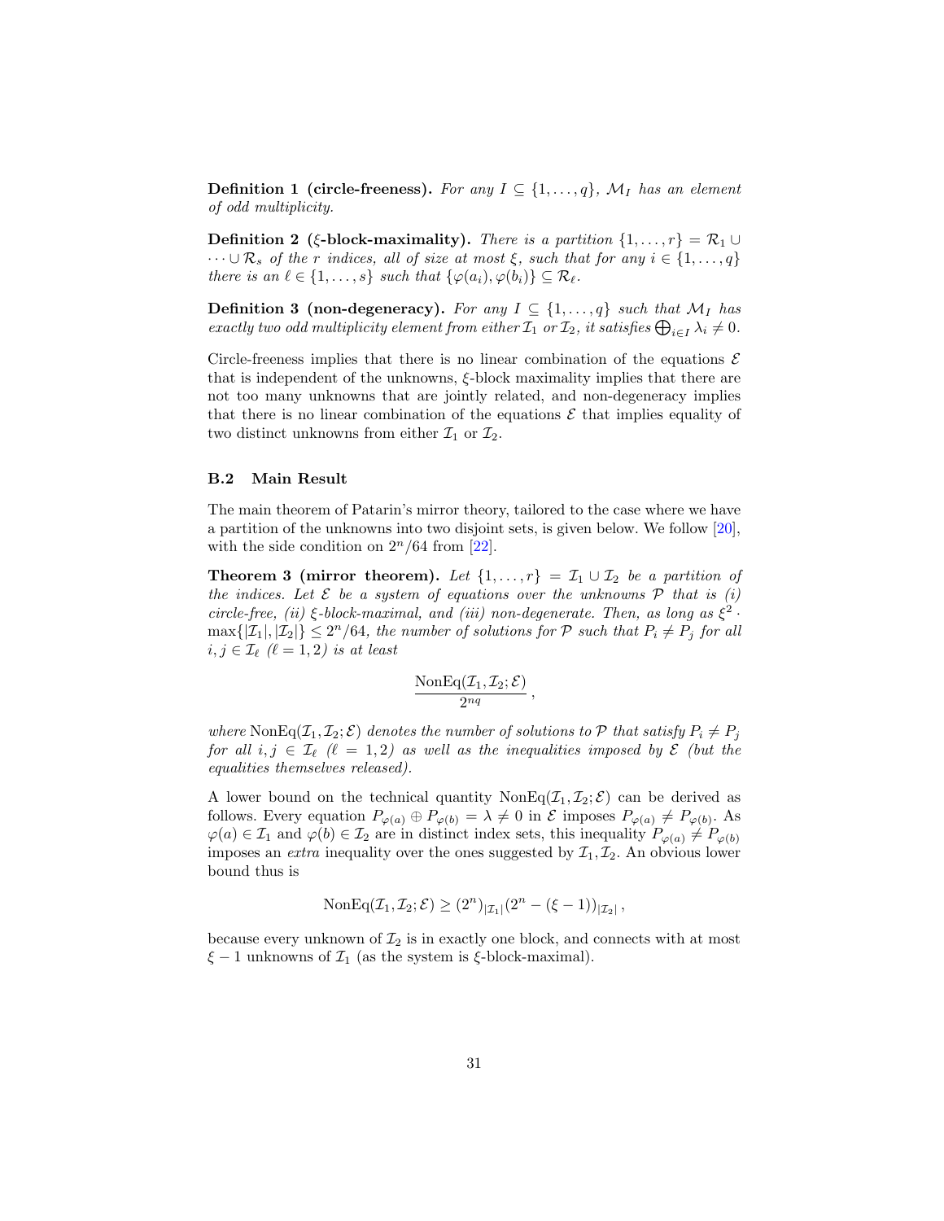**Definition 1 (circle-freeness).** *For any $I \subseteq \{1, \ldots, q\}$, $\mathcal{M}_I$ has an element of odd multiplicity.*

**Definition 2 ($\xi$-block-maximality).** *There is a partition $\{1, \ldots, r\} = \mathcal{R}_1 \cup \cdots \cup \mathcal{R}_s$ of the $r$ indices, all of size at most $\xi$, such that for any $i \in \{1, \ldots, q\}$ there is an $\ell \in \{1, \ldots, s\}$ such that $\{\varphi(a_i), \varphi(b_i)\} \subseteq \mathcal{R}_\ell$.*

**Definition 3 (non-degeneracy).** *For any $I \subseteq \{1, \ldots, q\}$ such that $\mathcal{M}_I$ has exactly two odd multiplicity element from either $\mathcal{I}_1$ or $\mathcal{I}_2$, it satisfies $\bigoplus_{i \in I} \lambda_i \neq 0$.*

Circle-freeness implies that there is no linear combination of the equations $\mathcal{E}$ that is independent of the unknowns, $\xi$-block maximality implies that there are not too many unknowns that are jointly related, and non-degeneracy implies that there is no linear combination of the equations $\mathcal{E}$ that implies equality of two distinct unknowns from either $\mathcal{I}_1$ or $\mathcal{I}_2$.

### B.2 Main Result

The main theorem of Patarin's mirror theory, tailored to the case where we have a partition of the unknowns into two disjoint sets, is given below. We follow [20], with the side condition on $2^n/64$ from [22].

**Theorem 3 (mirror theorem).** *Let $\{1, \ldots, r\} = \mathcal{I}_1 \cup \mathcal{I}_2$ be a partition of the indices. Let $\mathcal{E}$ be a system of equations over the unknowns $\mathcal{P}$ that is (i) circle-free, (ii) $\xi$-block-maximal, and (iii) non-degenerate. Then, as long as $\xi^2 \cdot \max\{|\mathcal{I}_1|, |\mathcal{I}_2|\} \leq 2^n/64$, the number of solutions for $\mathcal{P}$ such that $P_i \neq P_j$ for all $i, j \in \mathcal{I}_\ell$ ($\ell = 1, 2$) is at least*

$$\frac{\mathrm{NonEq}(\mathcal{I}_1, \mathcal{I}_2; \mathcal{E})}{2^{nq}},$$

*where $\mathrm{NonEq}(\mathcal{I}_1, \mathcal{I}_2; \mathcal{E})$ denotes the number of solutions to $\mathcal{P}$ that satisfy $P_i \neq P_j$ for all $i, j \in \mathcal{I}_\ell$ ($\ell = 1, 2$) as well as the inequalities imposed by $\mathcal{E}$ (but the equalities themselves released).*

A lower bound on the technical quantity $\mathrm{NonEq}(\mathcal{I}_1, \mathcal{I}_2; \mathcal{E})$ can be derived as follows. Every equation $P_{\varphi(a)} \oplus P_{\varphi(b)} = \lambda \neq 0$ in $\mathcal{E}$ imposes $P_{\varphi(a)} \neq P_{\varphi(b)}$. As $\varphi(a) \in \mathcal{I}_1$ and $\varphi(b) \in \mathcal{I}_2$ are in distinct index sets, this inequality $P_{\varphi(a)} \neq P_{\varphi(b)}$ imposes an *extra* inequality over the ones suggested by $\mathcal{I}_1, \mathcal{I}_2$. An obvious lower bound thus is

$$\mathrm{NonEq}(\mathcal{I}_1, \mathcal{I}_2; \mathcal{E}) \geq (2^n)_{|\mathcal{I}_1|} (2^n - (\xi - 1))_{|\mathcal{I}_2|},$$

because every unknown of $\mathcal{I}_2$ is in exactly one block, and connects with at most $\xi - 1$ unknowns of $\mathcal{I}_1$ (as the system is $\xi$-block-maximal).